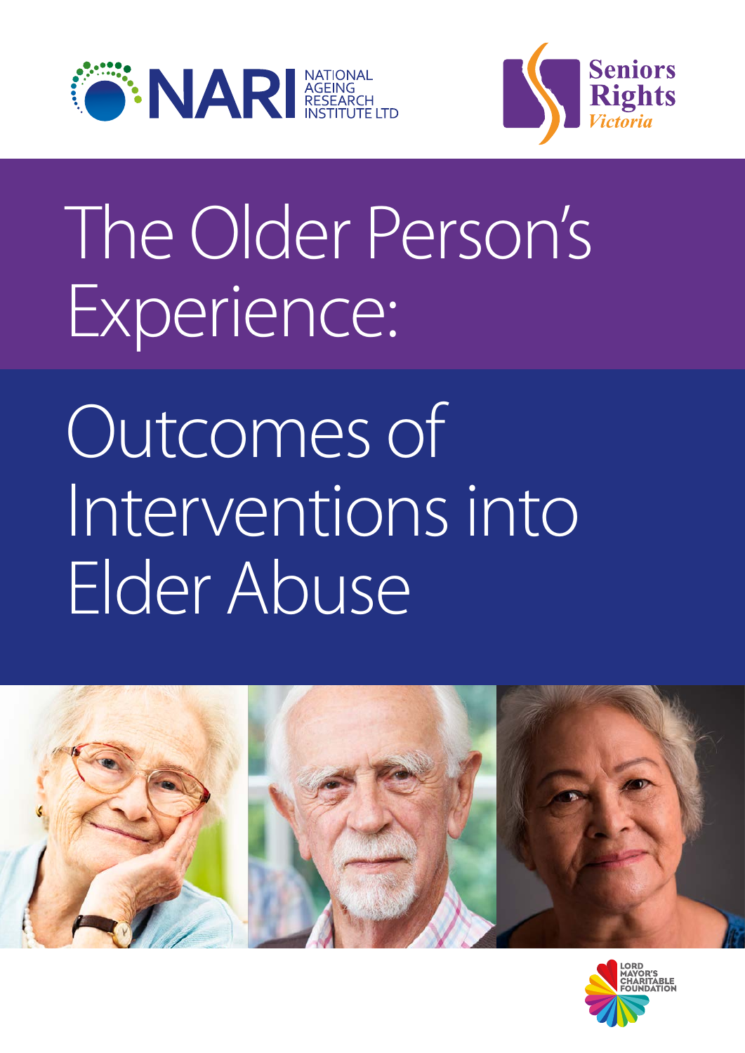NARI NATIONAL AGEING RESEARCH INSTITUTE LTD

Seniors Rights *Victoria*

# The Older Person's Experience:

# Outcomes of Interventions into Elder Abuse

LORD MAYOR'S CHARITABLE FOUNDATION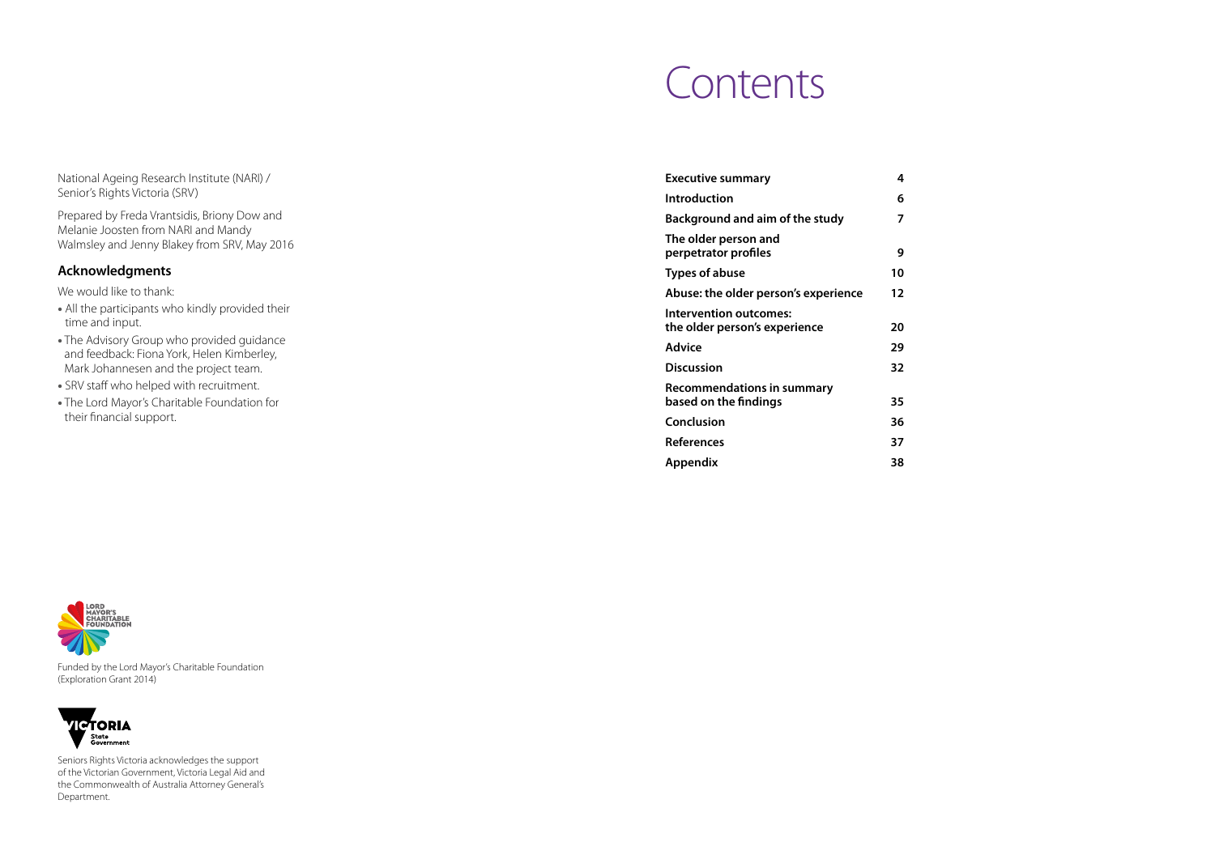National Ageing Research Institute (NARI) / Senior's Rights Victoria (SRV)

Prepared by Freda Vrantsidis, Briony Dow and Melanie Joosten from NARI and Mandy Walmsley and Jenny Blakey from SRV, May 2016

## Acknowledgments

We would like to thank:

- All the participants who kindly provided their time and input.
- The Advisory Group who provided guidance and feedback: Fiona York, Helen Kimberley, Mark Johannesen and the project team.
- SRV staff who helped with recruitment.
- The Lord Mayor's Charitable Foundation for their financial support.

Funded by the Lord Mayor's Charitable Foundation (Exploration Grant 2014)

Seniors Rights Victoria acknowledges the support of the Victorian Government, Victoria Legal Aid and the Commonwealth of Australia Attorney General's Department.

# Contents

| | |
|---|---|
| **Executive summary** | **4** |
| **Introduction** | **6** |
| **Background and aim of the study** | **7** |
| **The older person and perpetrator profiles** | **9** |
| **Types of abuse** | **10** |
| **Abuse: the older person's experience** | **12** |
| **Intervention outcomes: the older person's experience** | **20** |
| **Advice** | **29** |
| **Discussion** | **32** |
| **Recommendations in summary based on the findings** | **35** |
| **Conclusion** | **36** |
| **References** | **37** |
| **Appendix** | **38** |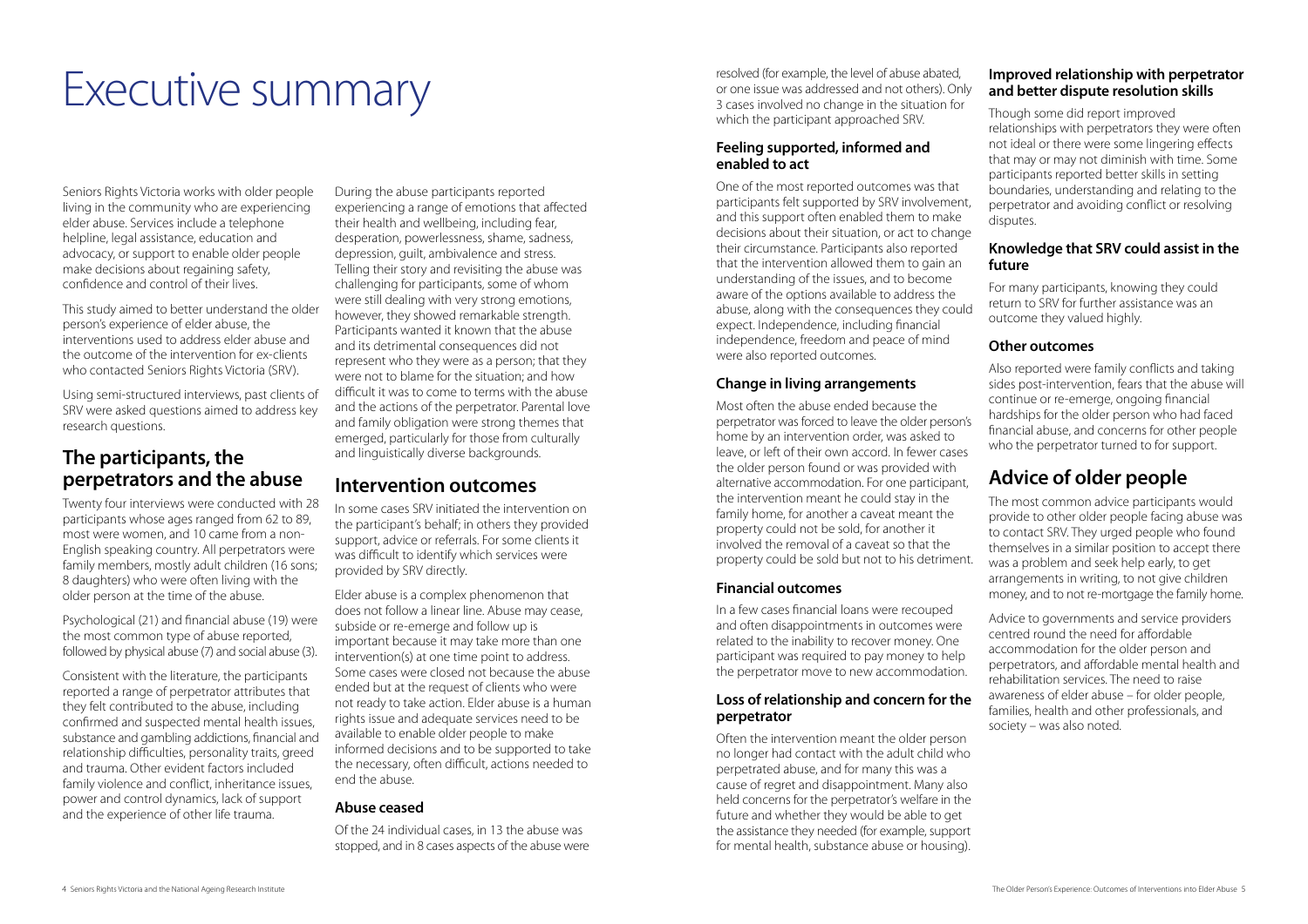# Executive summary

Seniors Rights Victoria works with older people living in the community who are experiencing elder abuse. Services include a telephone helpline, legal assistance, education and advocacy, or support to enable older people make decisions about regaining safety, confidence and control of their lives.

This study aimed to better understand the older person's experience of elder abuse, the interventions used to address elder abuse and the outcome of the intervention for ex-clients who contacted Seniors Rights Victoria (SRV).

Using semi-structured interviews, past clients of SRV were asked questions aimed to address key research questions.

## The participants, the perpetrators and the abuse

Twenty four interviews were conducted with 28 participants whose ages ranged from 62 to 89, most were women, and 10 came from a non-English speaking country. All perpetrators were family members, mostly adult children (16 sons; 8 daughters) who were often living with the older person at the time of the abuse.

Psychological (21) and financial abuse (19) were the most common type of abuse reported, followed by physical abuse (7) and social abuse (3).

Consistent with the literature, the participants reported a range of perpetrator attributes that they felt contributed to the abuse, including confirmed and suspected mental health issues, substance and gambling addictions, financial and relationship difficulties, personality traits, greed and trauma. Other evident factors included family violence and conflict, inheritance issues, power and control dynamics, lack of support and the experience of other life trauma.

During the abuse participants reported experiencing a range of emotions that affected their health and wellbeing, including fear, desperation, powerlessness, shame, sadness, depression, guilt, ambivalence and stress. Telling their story and revisiting the abuse was challenging for participants, some of whom were still dealing with very strong emotions, however, they showed remarkable strength. Participants wanted it known that the abuse and its detrimental consequences did not represent who they were as a person; that they were not to blame for the situation; and how difficult it was to come to terms with the abuse and the actions of the perpetrator. Parental love and family obligation were strong themes that emerged, particularly for those from culturally and linguistically diverse backgrounds.

## Intervention outcomes

In some cases SRV initiated the intervention on the participant's behalf; in others they provided support, advice or referrals. For some clients it was difficult to identify which services were provided by SRV directly.

Elder abuse is a complex phenomenon that does not follow a linear line. Abuse may cease, subside or re-emerge and follow up is important because it may take more than one intervention(s) at one time point to address. Some cases were closed not because the abuse ended but at the request of clients who were not ready to take action. Elder abuse is a human rights issue and adequate services need to be available to enable older people to make informed decisions and to be supported to take the necessary, often difficult, actions needed to end the abuse.

### Abuse ceased

Of the 24 individual cases, in 13 the abuse was stopped, and in 8 cases aspects of the abuse were resolved (for example, the level of abuse abated, or one issue was addressed and not others). Only 3 cases involved no change in the situation for which the participant approached SRV.

### Feeling supported, informed and enabled to act

One of the most reported outcomes was that participants felt supported by SRV involvement, and this support often enabled them to make decisions about their situation, or act to change their circumstance. Participants also reported that the intervention allowed them to gain an understanding of the issues, and to become aware of the options available to address the abuse, along with the consequences they could expect. Independence, including financial independence, freedom and peace of mind were also reported outcomes.

### Change in living arrangements

Most often the abuse ended because the perpetrator was forced to leave the older person's home by an intervention order, was asked to leave, or left of their own accord. In fewer cases the older person found or was provided with alternative accommodation. For one participant, the intervention meant he could stay in the family home, for another a caveat meant the property could not be sold, for another it involved the removal of a caveat so that the property could be sold but not to his detriment.

### Financial outcomes

In a few cases financial loans were recouped and often disappointments in outcomes were related to the inability to recover money. One participant was required to pay money to help the perpetrator move to new accommodation.

### Loss of relationship and concern for the perpetrator

Often the intervention meant the older person no longer had contact with the adult child who perpetrated abuse, and for many this was a cause of regret and disappointment. Many also held concerns for the perpetrator's welfare in the future and whether they would be able to get the assistance they needed (for example, support for mental health, substance abuse or housing).

### Improved relationship with perpetrator and better dispute resolution skills

Though some did report improved relationships with perpetrators they were often not ideal or there were some lingering effects that may or may not diminish with time. Some participants reported better skills in setting boundaries, understanding and relating to the perpetrator and avoiding conflict or resolving disputes.

### Knowledge that SRV could assist in the future

For many participants, knowing they could return to SRV for further assistance was an outcome they valued highly.

### Other outcomes

Also reported were family conflicts and taking sides post-intervention, fears that the abuse will continue or re-emerge, ongoing financial hardships for the older person who had faced financial abuse, and concerns for other people who the perpetrator turned to for support.

## Advice of older people

The most common advice participants would provide to other older people facing abuse was to contact SRV. They urged people who found themselves in a similar position to accept there was a problem and seek help early, to get arrangements in writing, to not give children money, and to not re-mortgage the family home.

Advice to governments and service providers centred round the need for affordable accommodation for the older person and perpetrators, and affordable mental health and rehabilitation services. The need to raise awareness of elder abuse – for older people, families, health and other professionals, and society – was also noted.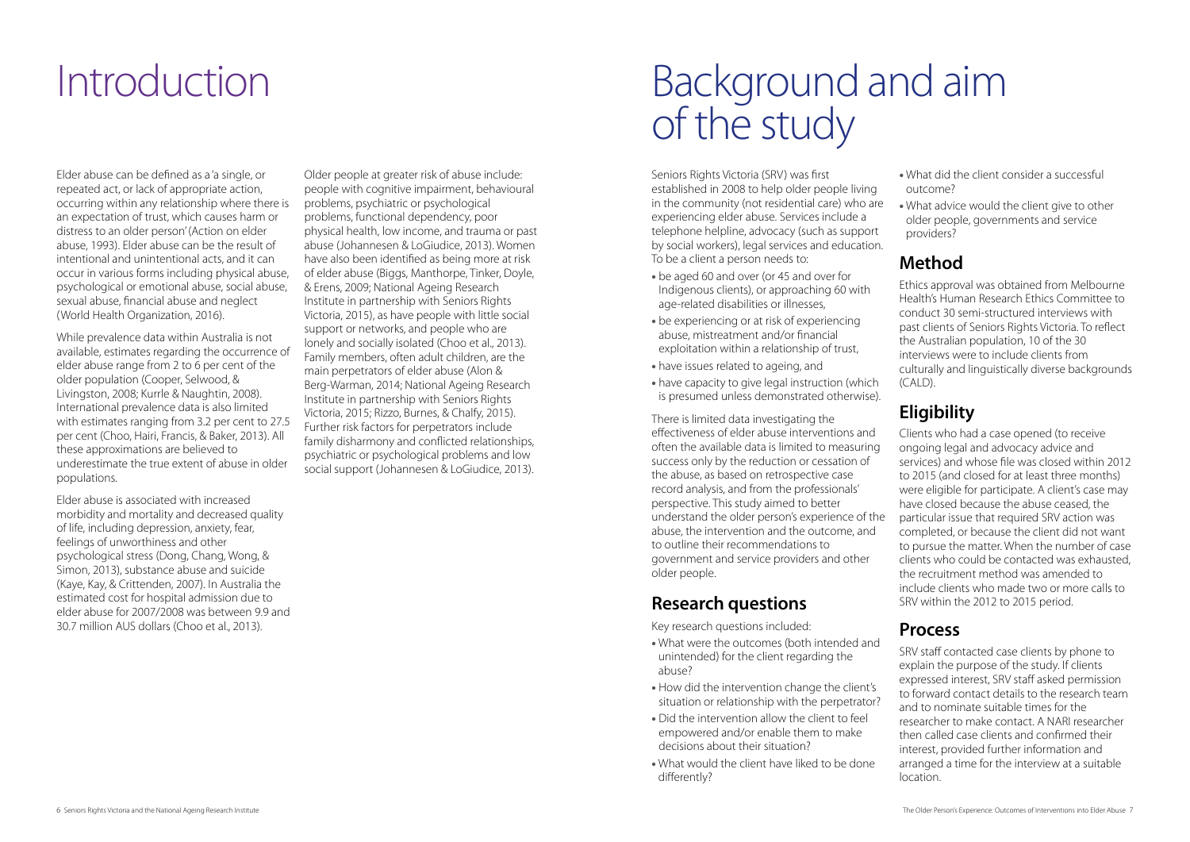# Introduction

Elder abuse can be defined as a 'a single, or repeated act, or lack of appropriate action, occurring within any relationship where there is an expectation of trust, which causes harm or distress to an older person' (Action on elder abuse, 1993). Elder abuse can be the result of intentional and unintentional acts, and it can occur in various forms including physical abuse, psychological or emotional abuse, social abuse, sexual abuse, financial abuse and neglect (World Health Organization, 2016).

While prevalence data within Australia is not available, estimates regarding the occurrence of elder abuse range from 2 to 6 per cent of the older population (Cooper, Selwood, & Livingston, 2008; Kurrle & Naughtin, 2008). International prevalence data is also limited with estimates ranging from 3.2 per cent to 27.5 per cent (Choo, Hairi, Francis, & Baker, 2013). All these approximations are believed to underestimate the true extent of abuse in older populations.

Elder abuse is associated with increased morbidity and mortality and decreased quality of life, including depression, anxiety, fear, feelings of unworthiness and other psychological stress (Dong, Chang, Wong, & Simon, 2013), substance abuse and suicide (Kaye, Kay, & Crittenden, 2007). In Australia the estimated cost for hospital admission due to elder abuse for 2007/2008 was between 9.9 and 30.7 million AUS dollars (Choo et al., 2013).

Older people at greater risk of abuse include: people with cognitive impairment, behavioural problems, psychiatric or psychological problems, functional dependency, poor physical health, low income, and trauma or past abuse (Johannesen & LoGiudice, 2013). Women have also been identified as being more at risk of elder abuse (Biggs, Manthorpe, Tinker, Doyle, & Erens, 2009; National Ageing Research Institute in partnership with Seniors Rights Victoria, 2015), as have people with little social support or networks, and people who are lonely and socially isolated (Choo et al., 2013). Family members, often adult children, are the main perpetrators of elder abuse (Alon & Berg-Warman, 2014; National Ageing Research Institute in partnership with Seniors Rights Victoria, 2015; Rizzo, Burnes, & Chalfy, 2015). Further risk factors for perpetrators include family disharmony and conflicted relationships, psychiatric or psychological problems and low social support (Johannesen & LoGiudice, 2013).

# Background and aim of the study

Seniors Rights Victoria (SRV) was first established in 2008 to help older people living in the community (not residential care) who are experiencing elder abuse. Services include a telephone helpline, advocacy (such as support by social workers), legal services and education. To be a client a person needs to:

- be aged 60 and over (or 45 and over for Indigenous clients), or approaching 60 with age-related disabilities or illnesses,
- be experiencing or at risk of experiencing abuse, mistreatment and/or financial exploitation within a relationship of trust,
- have issues related to ageing, and
- have capacity to give legal instruction (which is presumed unless demonstrated otherwise).

There is limited data investigating the effectiveness of elder abuse interventions and often the available data is limited to measuring success only by the reduction or cessation of the abuse, as based on retrospective case record analysis, and from the professionals' perspective. This study aimed to better understand the older person's experience of the abuse, the intervention and the outcome, and to outline their recommendations to government and service providers and other older people.

## Research questions

Key research questions included:

- What were the outcomes (both intended and unintended) for the client regarding the abuse?
- How did the intervention change the client's situation or relationship with the perpetrator?
- Did the intervention allow the client to feel empowered and/or enable them to make decisions about their situation?
- What would the client have liked to be done differently?
- What did the client consider a successful outcome?
- What advice would the client give to other older people, governments and service providers?

## Method

Ethics approval was obtained from Melbourne Health's Human Research Ethics Committee to conduct 30 semi-structured interviews with past clients of Seniors Rights Victoria. To reflect the Australian population, 10 of the 30 interviews were to include clients from culturally and linguistically diverse backgrounds (CALD).

## Eligibility

Clients who had a case opened (to receive ongoing legal and advocacy advice and services) and whose file was closed within 2012 to 2015 (and closed for at least three months) were eligible for participate. A client's case may have closed because the abuse ceased, the particular issue that required SRV action was completed, or because the client did not want to pursue the matter. When the number of case clients who could be contacted was exhausted, the recruitment method was amended to include clients who made two or more calls to SRV within the 2012 to 2015 period.

## Process

SRV staff contacted case clients by phone to explain the purpose of the study. If clients expressed interest, SRV staff asked permission to forward contact details to the research team and to nominate suitable times for the researcher to make contact. A NARI researcher then called case clients and confirmed their interest, provided further information and arranged a time for the interview at a suitable location.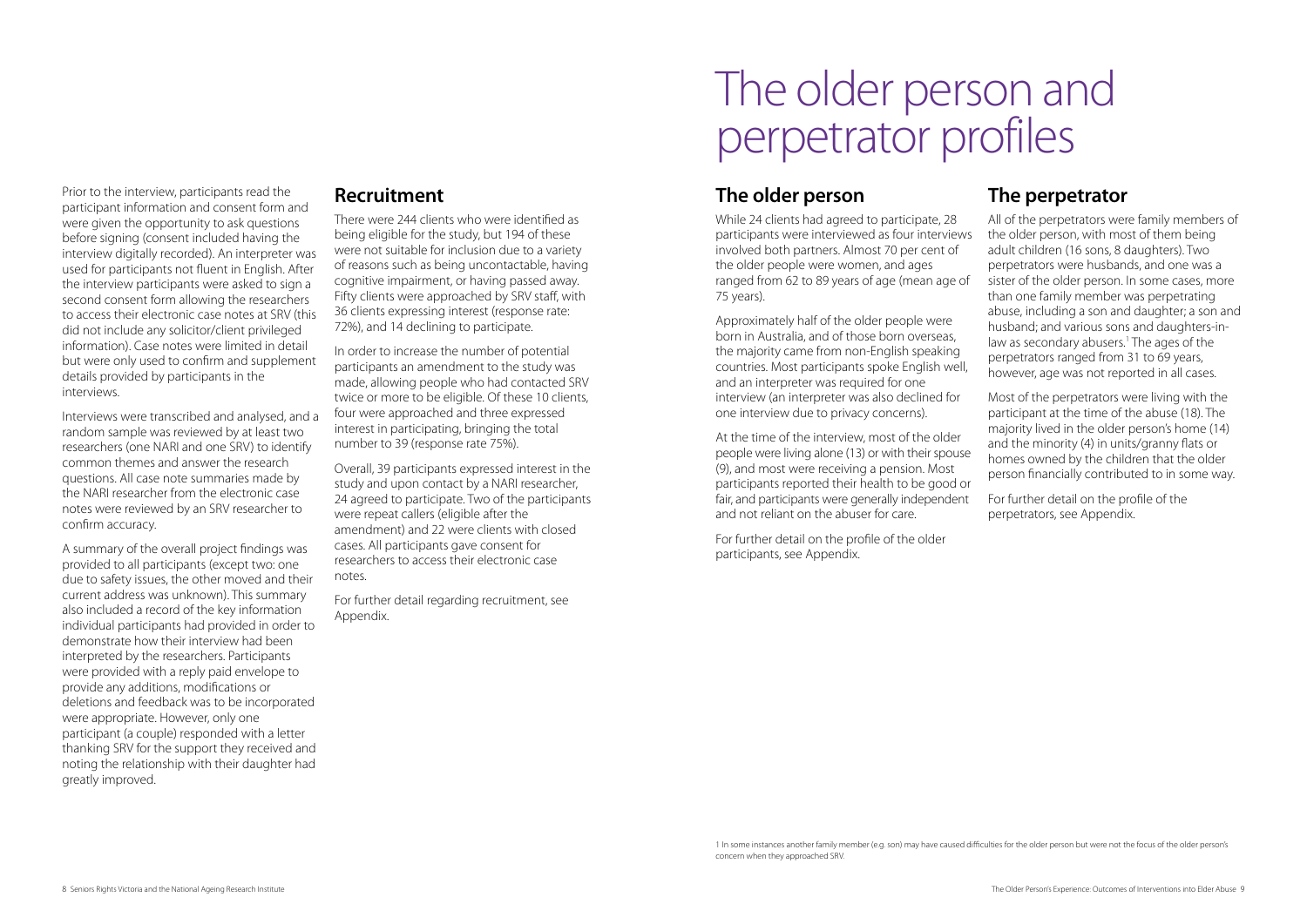Prior to the interview, participants read the participant information and consent form and were given the opportunity to ask questions before signing (consent included having the interview digitally recorded). An interpreter was used for participants not fluent in English. After the interview participants were asked to sign a second consent form allowing the researchers to access their electronic case notes at SRV (this did not include any solicitor/client privileged information). Case notes were limited in detail but were only used to confirm and supplement details provided by participants in the interviews.

Interviews were transcribed and analysed, and a random sample was reviewed by at least two researchers (one NARI and one SRV) to identify common themes and answer the research questions. All case note summaries made by the NARI researcher from the electronic case notes were reviewed by an SRV researcher to confirm accuracy.

A summary of the overall project findings was provided to all participants (except two: one due to safety issues, the other moved and their current address was unknown). This summary also included a record of the key information individual participants had provided in order to demonstrate how their interview had been interpreted by the researchers. Participants were provided with a reply paid envelope to provide any additions, modifications or deletions and feedback was to be incorporated were appropriate. However, only one participant (a couple) responded with a letter thanking SRV for the support they received and noting the relationship with their daughter had greatly improved.

## Recruitment

There were 244 clients who were identified as being eligible for the study, but 194 of these were not suitable for inclusion due to a variety of reasons such as being uncontactable, having cognitive impairment, or having passed away. Fifty clients were approached by SRV staff, with 36 clients expressing interest (response rate: 72%), and 14 declining to participate.

In order to increase the number of potential participants an amendment to the study was made, allowing people who had contacted SRV twice or more to be eligible. Of these 10 clients, four were approached and three expressed interest in participating, bringing the total number to 39 (response rate 75%).

Overall, 39 participants expressed interest in the study and upon contact by a NARI researcher, 24 agreed to participate. Two of the participants were repeat callers (eligible after the amendment) and 22 were clients with closed cases. All participants gave consent for researchers to access their electronic case notes.

For further detail regarding recruitment, see Appendix.

# The older person and perpetrator profiles

## The older person

While 24 clients had agreed to participate, 28 participants were interviewed as four interviews involved both partners. Almost 70 per cent of the older people were women, and ages ranged from 62 to 89 years of age (mean age of 75 years).

Approximately half of the older people were born in Australia, and of those born overseas, the majority came from non-English speaking countries. Most participants spoke English well, and an interpreter was required for one interview (an interpreter was also declined for one interview due to privacy concerns).

At the time of the interview, most of the older people were living alone (13) or with their spouse (9), and most were receiving a pension. Most participants reported their health to be good or fair, and participants were generally independent and not reliant on the abuser for care.

For further detail on the profile of the older participants, see Appendix.

## The perpetrator

All of the perpetrators were family members of the older person, with most of them being adult children (16 sons, 8 daughters). Two perpetrators were husbands, and one was a sister of the older person. In some cases, more than one family member was perpetrating abuse, including a son and daughter; a son and husband; and various sons and daughters-in-law as secondary abusers.[1] The ages of the perpetrators ranged from 31 to 69 years, however, age was not reported in all cases.

Most of the perpetrators were living with the participant at the time of the abuse (18). The majority lived in the older person's home (14) and the minority (4) in units/granny flats or homes owned by the children that the older person financially contributed to in some way.

For further detail on the profile of the perpetrators, see Appendix.

[1] In some instances another family member (e.g. son) may have caused difficulties for the older person but were not the focus of the older person's concern when they approached SRV.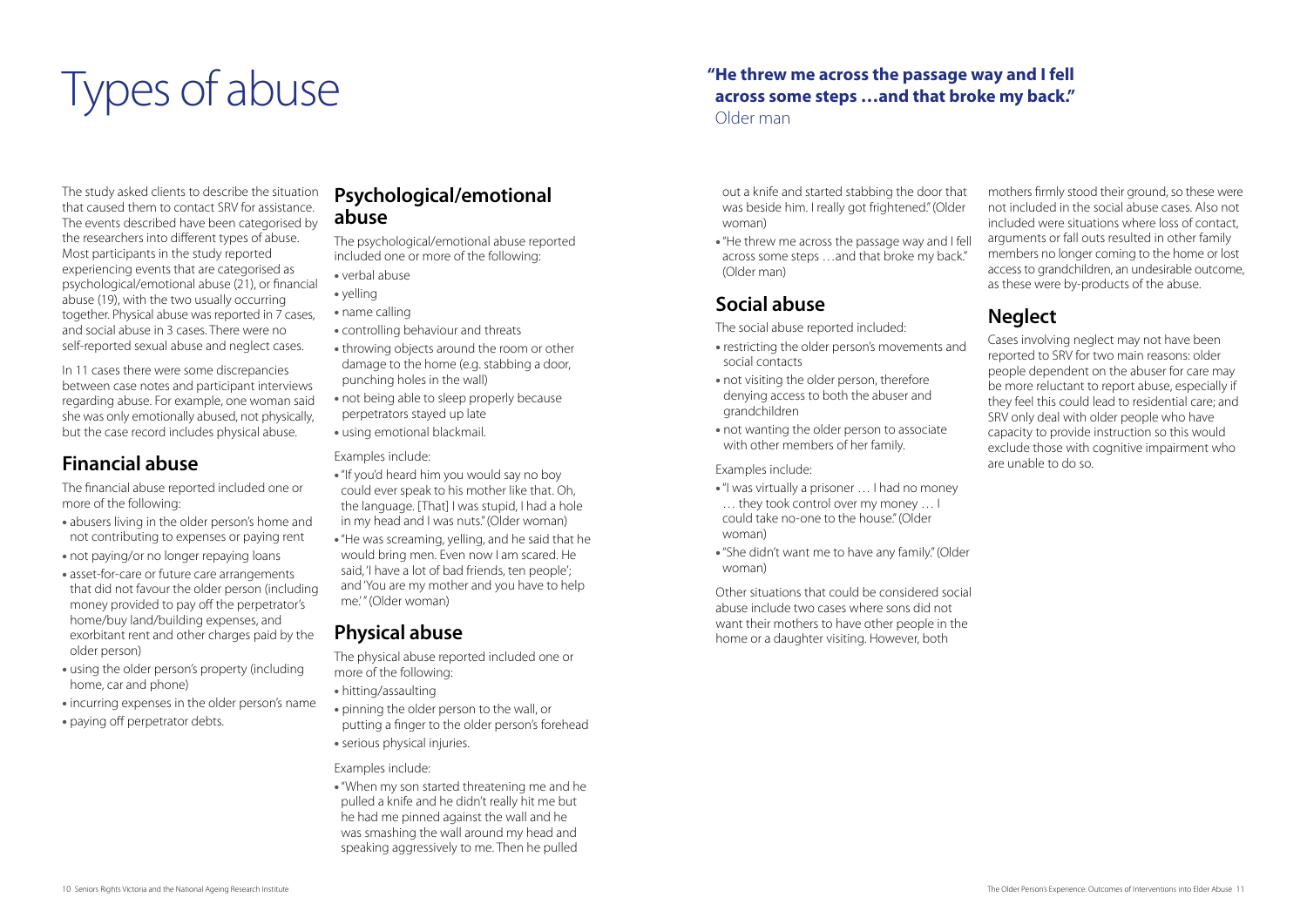# Types of abuse

**"He threw me across the passage way and I fell across some steps …and that broke my back."**
Older man

The study asked clients to describe the situation that caused them to contact SRV for assistance. The events described have been categorised by the researchers into different types of abuse. Most participants in the study reported experiencing events that are categorised as psychological/emotional abuse (21), or financial abuse (19), with the two usually occurring together. Physical abuse was reported in 7 cases, and social abuse in 3 cases. There were no self-reported sexual abuse and neglect cases.

In 11 cases there were some discrepancies between case notes and participant interviews regarding abuse. For example, one woman said she was only emotionally abused, not physically, but the case record includes physical abuse.

## Financial abuse

The financial abuse reported included one or more of the following:

- abusers living in the older person's home and not contributing to expenses or paying rent
- not paying/or no longer repaying loans
- asset-for-care or future care arrangements that did not favour the older person (including money provided to pay off the perpetrator's home/buy land/building expenses, and exorbitant rent and other charges paid by the older person)
- using the older person's property (including home, car and phone)
- incurring expenses in the older person's name
- paying off perpetrator debts.

## Psychological/emotional abuse

The psychological/emotional abuse reported included one or more of the following:

- verbal abuse
- yelling
- name calling
- controlling behaviour and threats
- throwing objects around the room or other damage to the home (e.g. stabbing a door, punching holes in the wall)
- not being able to sleep properly because perpetrators stayed up late
- using emotional blackmail.

Examples include:

- "If you'd heard him you would say no boy could ever speak to his mother like that. Oh, the language. [That] I was stupid, I had a hole in my head and I was nuts." (Older woman)
- "He was screaming, yelling, and he said that he would bring men. Even now I am scared. He said, 'I have a lot of bad friends, ten people'; and 'You are my mother and you have to help me.'" (Older woman)

## Physical abuse

The physical abuse reported included one or more of the following:

- hitting/assaulting
- pinning the older person to the wall, or putting a finger to the older person's forehead
- serious physical injuries.

Examples include:

- "When my son started threatening me and he pulled a knife and he didn't really hit me but he had me pinned against the wall and he was smashing the wall around my head and speaking aggressively to me. Then he pulled out a knife and started stabbing the door that was beside him. I really got frightened." (Older woman)
- "He threw me across the passage way and I fell across some steps …and that broke my back." (Older man)

## Social abuse

The social abuse reported included:

- restricting the older person's movements and social contacts
- not visiting the older person, therefore denying access to both the abuser and grandchildren
- not wanting the older person to associate with other members of her family.

Examples include:

- "I was virtually a prisoner … I had no money … they took control over my money … I could take no-one to the house." (Older woman)
- "She didn't want me to have any family." (Older woman)

Other situations that could be considered social abuse include two cases where sons did not want their mothers to have other people in the home or a daughter visiting. However, both mothers firmly stood their ground, so these were not included in the social abuse cases. Also not included were situations where loss of contact, arguments or fall outs resulted in other family members no longer coming to the home or lost access to grandchildren, an undesirable outcome, as these were by-products of the abuse.

## Neglect

Cases involving neglect may not have been reported to SRV for two main reasons: older people dependent on the abuser for care may be more reluctant to report abuse, especially if they feel this could lead to residential care; and SRV only deal with older people who have capacity to provide instruction so this would exclude those with cognitive impairment who are unable to do so.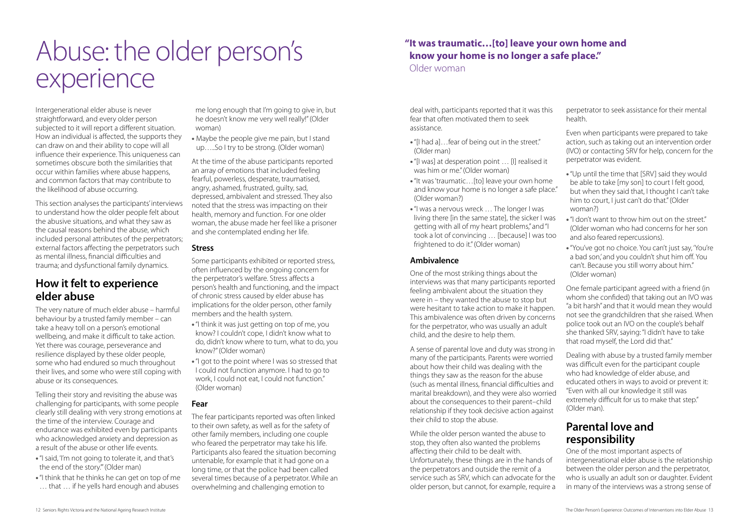# Abuse: the older person's experience

Intergenerational elder abuse is never straightforward, and every older person subjected to it will report a different situation. How an individual is affected, the supports they can draw on and their ability to cope will all influence their experience. This uniqueness can sometimes obscure both the similarities that occur within families where abuse happens, and common factors that may contribute to the likelihood of abuse occurring.

This section analyses the participants' interviews to understand how the older people felt about the abusive situations, and what they saw as the causal reasons behind the abuse, which included personal attributes of the perpetrators; external factors affecting the perpetrators such as mental illness, financial difficulties and trauma; and dysfunctional family dynamics.

## How it felt to experience elder abuse

The very nature of much elder abuse – harmful behaviour by a trusted family member – can take a heavy toll on a person's emotional wellbeing, and make it difficult to take action. Yet there was courage, perseverance and resilience displayed by these older people, some who had endured so much throughout their lives, and some who were still coping with abuse or its consequences.

Telling their story and revisiting the abuse was challenging for participants, with some people clearly still dealing with very strong emotions at the time of the interview. Courage and endurance was exhibited even by participants who acknowledged anxiety and depression as a result of the abuse or other life events.

- "I said, 'I'm not going to tolerate it, and that's the end of the story.'" (Older man)
- "I think that he thinks he can get on top of me … that … if he yells hard enough and abuses me long enough that I'm going to give in, but he doesn't know me very well really!" (Older woman)
- Maybe the people give me pain, but I stand up…..So I try to be strong. (Older woman)

At the time of the abuse participants reported an array of emotions that included feeling fearful, powerless, desperate, traumatised, angry, ashamed, frustrated, guilty, sad, depressed, ambivalent and stressed. They also noted that the stress was impacting on their health, memory and function. For one older woman, the abuse made her feel like a prisoner and she contemplated ending her life.

### Stress

Some participants exhibited or reported stress, often influenced by the ongoing concern for the perpetrator's welfare. Stress affects a person's health and functioning, and the impact of chronic stress caused by elder abuse has implications for the older person, other family members and the health system.

- "I think it was just getting on top of me, you know? I couldn't cope, I didn't know what to do, didn't know where to turn, what to do, you know?" (Older woman)
- "I got to the point where I was so stressed that I could not function anymore. I had to go to work, I could not eat, I could not function." (Older woman)

### Fear

The fear participants reported was often linked to their own safety, as well as for the safety of other family members, including one couple who feared the perpetrator may take his life. Participants also feared the situation becoming untenable, for example that it had gone on a long time, or that the police had been called several times because of a perpetrator. While an overwhelming and challenging emotion to deal with, participants reported that it was this fear that often motivated them to seek assistance.

- "[I had a]…fear of being out in the street." (Older man)
- "[I was] at desperation point … [I] realised it was him or me." (Older woman)
- "It was 'traumatic…[to] leave your own home and know your home is no longer a safe place." (Older woman?)
- "I was a nervous wreck … The longer I was living there [in the same state], the sicker I was getting with all of my heart problems," and "I took a lot of convincing … [because] I was too frightened to do it." (Older woman)

**"It was traumatic…[to] leave your own home and know your home is no longer a safe place."**
Older woman

### Ambivalence

One of the most striking things about the interviews was that many participants reported feeling ambivalent about the situation they were in – they wanted the abuse to stop but were hesitant to take action to make it happen. This ambivalence was often driven by concerns for the perpetrator, who was usually an adult child, and the desire to help them.

A sense of parental love and duty was strong in many of the participants. Parents were worried about how their child was dealing with the things they saw as the reason for the abuse (such as mental illness, financial difficulties and marital breakdown), and they were also worried about the consequences to their parent–child relationship if they took decisive action against their child to stop the abuse.

While the older person wanted the abuse to stop, they often also wanted the problems affecting their child to be dealt with. Unfortunately, these things are in the hands of the perpetrators and outside the remit of a service such as SRV, which can advocate for the older person, but cannot, for example, require a perpetrator to seek assistance for their mental health.

Even when participants were prepared to take action, such as taking out an intervention order (IVO) or contacting SRV for help, concern for the perpetrator was evident.

- "Up until the time that [SRV] said they would be able to take [my son] to court I felt good, but when they said that, I thought I can't take him to court, I just can't do that." (Older woman?)
- "I don't want to throw him out on the street." (Older woman who had concerns for her son and also feared repercussions).
- "You've got no choice. You can't just say, 'You're a bad son,' and you couldn't shut him off. You can't. Because you still worry about him." (Older woman)

One female participant agreed with a friend (in whom she confided) that taking out an IVO was "a bit harsh" and that it would mean they would not see the grandchildren that she raised. When police took out an IVO on the couple's behalf she thanked SRV, saying: "I didn't have to take that road myself, the Lord did that."

Dealing with abuse by a trusted family member was difficult even for the participant couple who had knowledge of elder abuse, and educated others in ways to avoid or prevent it: "Even with all our knowledge it still was extremely difficult for us to make that step." (Older man).

## Parental love and responsibility

One of the most important aspects of intergenerational elder abuse is the relationship between the older person and the perpetrator, who is usually an adult son or daughter. Evident in many of the interviews was a strong sense of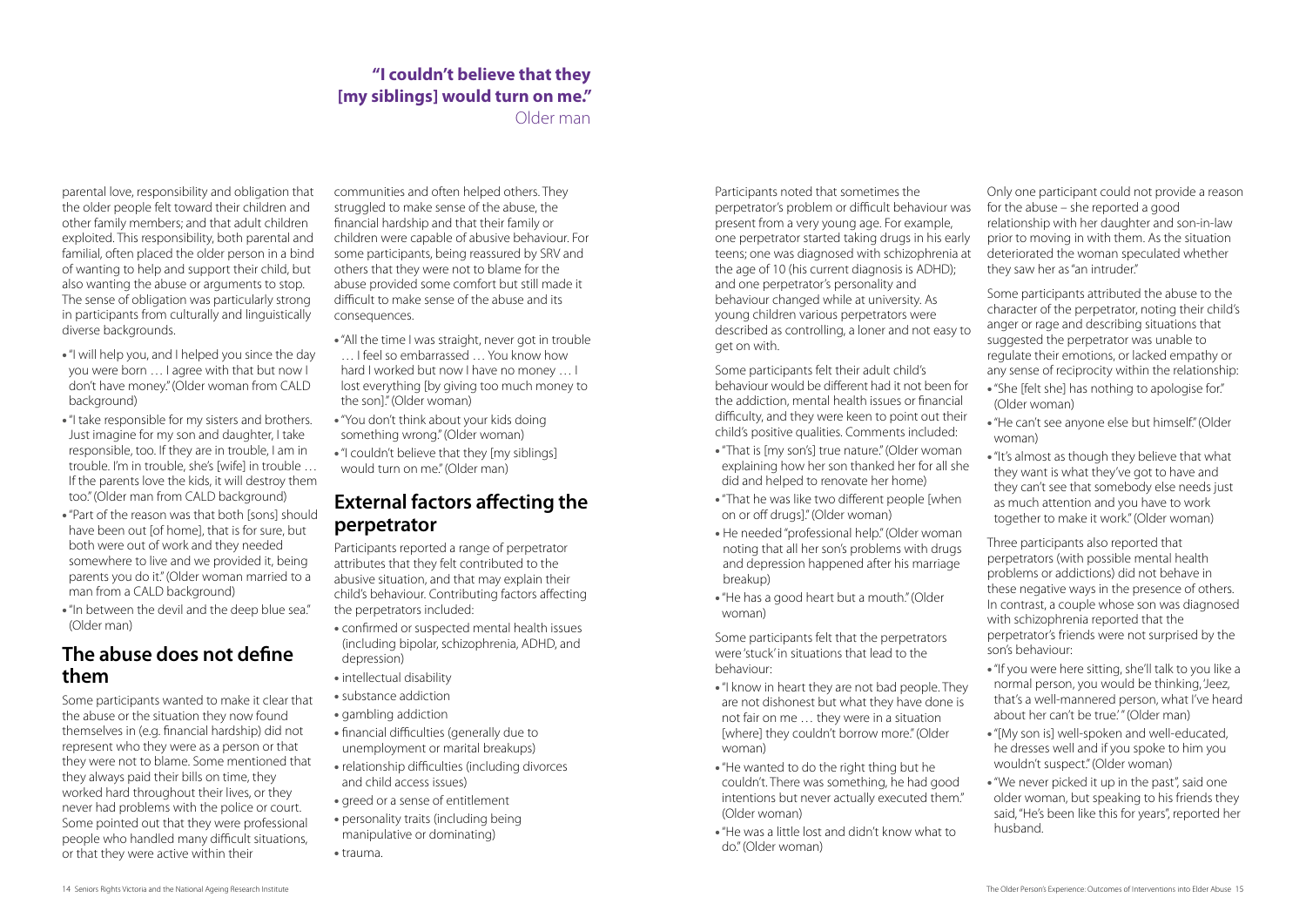**"I couldn't believe that they [my siblings] would turn on me."**
Older man

parental love, responsibility and obligation that the older people felt toward their children and other family members; and that adult children exploited. This responsibility, both parental and familial, often placed the older person in a bind of wanting to help and support their child, but also wanting the abuse or arguments to stop. The sense of obligation was particularly strong in participants from culturally and linguistically diverse backgrounds.

- "I will help you, and I helped you since the day you were born … I agree with that but now I don't have money." (Older woman from CALD background)
- "I take responsible for my sisters and brothers. Just imagine for my son and daughter, I take responsible, too. If they are in trouble, I am in trouble. I'm in trouble, she's [wife] in trouble … If the parents love the kids, it will destroy them too." (Older man from CALD background)
- "Part of the reason was that both [sons] should have been out [of home], that is for sure, but both were out of work and they needed somewhere to live and we provided it, being parents you do it." (Older woman married to a man from a CALD background)
- "In between the devil and the deep blue sea." (Older man)

## The abuse does not define them

Some participants wanted to make it clear that the abuse or the situation they now found themselves in (e.g. financial hardship) did not represent who they were as a person or that they were not to blame. Some mentioned that they always paid their bills on time, they worked hard throughout their lives, or they never had problems with the police or court. Some pointed out that they were professional people who handled many difficult situations, or that they were active within their communities and often helped others. They struggled to make sense of the abuse, the financial hardship and that their family or children were capable of abusive behaviour. For some participants, being reassured by SRV and others that they were not to blame for the abuse provided some comfort but still made it difficult to make sense of the abuse and its consequences.

- "All the time I was straight, never got in trouble … I feel so embarrassed … You know how hard I worked but now I have no money … I lost everything [by giving too much money to the son]." (Older woman)
- "You don't think about your kids doing something wrong." (Older woman)
- "I couldn't believe that they [my siblings] would turn on me." (Older man)

## External factors affecting the perpetrator

Participants reported a range of perpetrator attributes that they felt contributed to the abusive situation, and that may explain their child's behaviour. Contributing factors affecting the perpetrators included:

- confirmed or suspected mental health issues (including bipolar, schizophrenia, ADHD, and depression)
- intellectual disability
- substance addiction
- gambling addiction
- financial difficulties (generally due to unemployment or marital breakups)
- relationship difficulties (including divorces and child access issues)
- greed or a sense of entitlement
- personality traits (including being manipulative or dominating)
- trauma.

Participants noted that sometimes the perpetrator's problem or difficult behaviour was present from a very young age. For example, one perpetrator started taking drugs in his early teens; one was diagnosed with schizophrenia at the age of 10 (his current diagnosis is ADHD); and one perpetrator's personality and behaviour changed while at university. As young children various perpetrators were described as controlling, a loner and not easy to get on with.

Some participants felt their adult child's behaviour would be different had it not been for the addiction, mental health issues or financial difficulty, and they were keen to point out their child's positive qualities. Comments included:

- "That is [my son's] true nature." (Older woman explaining how her son thanked her for all she did and helped to renovate her home)
- "That he was like two different people [when on or off drugs]." (Older woman)
- He needed "professional help." (Older woman noting that all her son's problems with drugs and depression happened after his marriage breakup)
- "He has a good heart but a mouth." (Older woman)

Some participants felt that the perpetrators were 'stuck' in situations that lead to the behaviour:

- "I know in heart they are not bad people. They are not dishonest but what they have done is not fair on me … they were in a situation [where] they couldn't borrow more." (Older woman)
- "He wanted to do the right thing but he couldn't. There was something, he had good intentions but never actually executed them." (Older woman)
- "He was a little lost and didn't know what to do." (Older woman)

Only one participant could not provide a reason for the abuse – she reported a good relationship with her daughter and son-in-law prior to moving in with them. As the situation deteriorated the woman speculated whether they saw her as "an intruder."

Some participants attributed the abuse to the character of the perpetrator, noting their child's anger or rage and describing situations that suggested the perpetrator was unable to regulate their emotions, or lacked empathy or any sense of reciprocity within the relationship:

- "She [felt she] has nothing to apologise for." (Older woman)
- "He can't see anyone else but himself." (Older woman)
- "It's almost as though they believe that what they want is what they've got to have and they can't see that somebody else needs just as much attention and you have to work together to make it work." (Older woman)

Three participants also reported that perpetrators (with possible mental health problems or addictions) did not behave in these negative ways in the presence of others. In contrast, a couple whose son was diagnosed with schizophrenia reported that the perpetrator's friends were not surprised by the son's behaviour:

- "If you were here sitting, she'll talk to you like a normal person, you would be thinking, 'Jeez, that's a well-mannered person, what I've heard about her can't be true.'" (Older man)
- "[My son is] well-spoken and well-educated, he dresses well and if you spoke to him you wouldn't suspect." (Older woman)
- "We never picked it up in the past", said one older woman, but speaking to his friends they said, "He's been like this for years", reported her husband.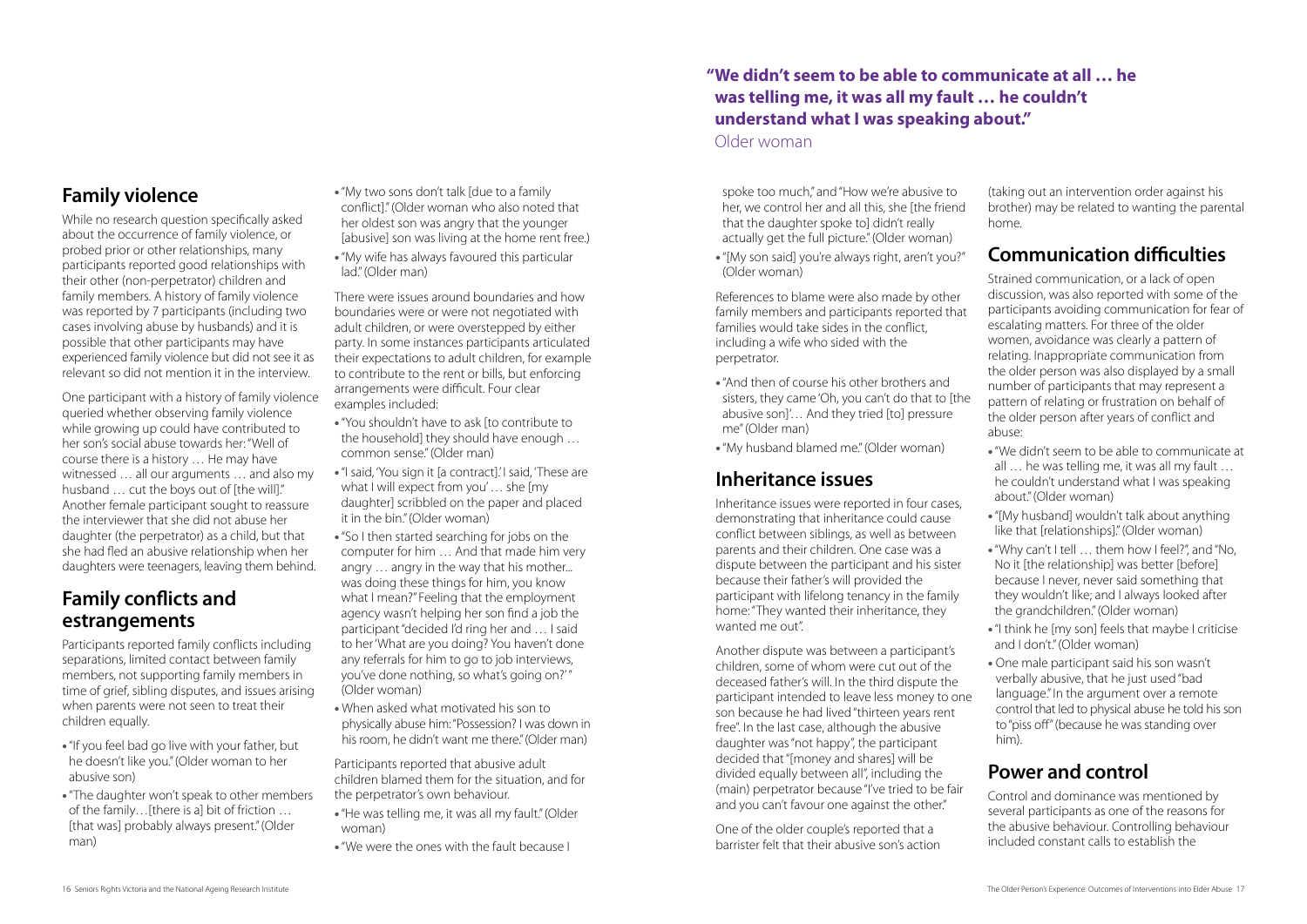## Family violence

While no research question specifically asked about the occurrence of family violence, or probed prior or other relationships, many participants reported good relationships with their other (non-perpetrator) children and family members. A history of family violence was reported by 7 participants (including two cases involving abuse by husbands) and it is possible that other participants may have experienced family violence but did not see it as relevant so did not mention it in the interview.

One participant with a history of family violence queried whether observing family violence while growing up could have contributed to her son's social abuse towards her: "Well of course there is a history … He may have witnessed … all our arguments … and also my husband … cut the boys out of [the will]." Another female participant sought to reassure the interviewer that she did not abuse her daughter (the perpetrator) as a child, but that she had fled an abusive relationship when her daughters were teenagers, leaving them behind.

## Family conflicts and estrangements

Participants reported family conflicts including separations, limited contact between family members, not supporting family members in time of grief, sibling disputes, and issues arising when parents were not seen to treat their children equally.

- "If you feel bad go live with your father, but he doesn't like you." (Older woman to her abusive son)
- "The daughter won't speak to other members of the family…[there is a] bit of friction … [that was] probably always present." (Older man)
- "My two sons don't talk [due to a family conflict]." (Older woman who also noted that her oldest son was angry that the younger [abusive] son was living at the home rent free.)
- "My wife has always favoured this particular lad." (Older man)

There were issues around boundaries and how boundaries were or were not negotiated with adult children, or were overstepped by either party. In some instances participants articulated their expectations to adult children, for example to contribute to the rent or bills, but enforcing arrangements were difficult. Four clear examples included:

- "You shouldn't have to ask [to contribute to the household] they should have enough … common sense." (Older man)
- "I said, 'You sign it [a contract].' I said, 'These are what I will expect from you' … she [my daughter] scribbled on the paper and placed it in the bin." (Older woman)
- "So I then started searching for jobs on the computer for him … And that made him very angry … angry in the way that his mother... was doing these things for him, you know what I mean?" Feeling that the employment agency wasn't helping her son find a job the participant "decided I'd ring her and … I said to her 'What are you doing? You haven't done any referrals for him to go to job interviews, you've done nothing, so what's going on?' " (Older woman)
- When asked what motivated his son to physically abuse him: "Possession? I was down in his room, he didn't want me there." (Older man)

Participants reported that abusive adult children blamed them for the situation, and for the perpetrator's own behaviour.

- "He was telling me, it was all my fault." (Older woman)
- "We were the ones with the fault because I spoke too much," and "How we're abusive to her, we control her and all this, she [the friend that the daughter spoke to] didn't really actually get the full picture." (Older woman)
- "[My son said] you're always right, aren't you?" (Older woman)

References to blame were also made by other family members and participants reported that families would take sides in the conflict, including a wife who sided with the perpetrator.

- "And then of course his other brothers and sisters, they came 'Oh, you can't do that to [the abusive son]'… And they tried [to] pressure me" (Older man)
- "My husband blamed me." (Older woman)

## Inheritance issues

Inheritance issues were reported in four cases, demonstrating that inheritance could cause conflict between siblings, as well as between parents and their children. One case was a dispute between the participant and his sister because their father's will provided the participant with lifelong tenancy in the family home: "They wanted their inheritance, they wanted me out".

Another dispute was between a participant's children, some of whom were cut out of the deceased father's will. In the third dispute the participant intended to leave less money to one son because he had lived "thirteen years rent free". In the last case, although the abusive daughter was "not happy", the participant decided that "[money and shares] will be divided equally between all", including the (main) perpetrator because "I've tried to be fair and you can't favour one against the other."

One of the older couple's reported that a barrister felt that their abusive son's action (taking out an intervention order against his brother) may be related to wanting the parental home.

**"We didn't seem to be able to communicate at all … he was telling me, it was all my fault … he couldn't understand what I was speaking about."**
Older woman

## Communication difficulties

Strained communication, or a lack of open discussion, was also reported with some of the participants avoiding communication for fear of escalating matters. For three of the older women, avoidance was clearly a pattern of relating. Inappropriate communication from the older person was also displayed by a small number of participants that may represent a pattern of relating or frustration on behalf of the older person after years of conflict and abuse:

- "We didn't seem to be able to communicate at all … he was telling me, it was all my fault … he couldn't understand what I was speaking about." (Older woman)
- "[My husband] wouldn't talk about anything like that [relationships]." (Older woman)
- "Why can't I tell … them how I feel?", and "No, No it [the relationship] was better [before] because I never, never said something that they wouldn't like; and I always looked after the grandchildren." (Older woman)
- "I think he [my son] feels that maybe I criticise and I don't." (Older woman)
- One male participant said his son wasn't verbally abusive, that he just used "bad language." In the argument over a remote control that led to physical abuse he told his son to "piss off" (because he was standing over him).

## Power and control

Control and dominance was mentioned by several participants as one of the reasons for the abusive behaviour. Controlling behaviour included constant calls to establish the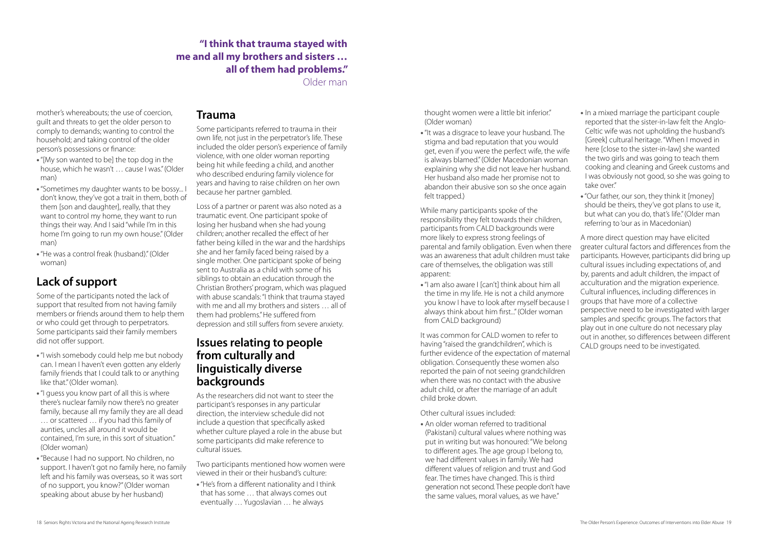> **"I think that trauma stayed with me and all my brothers and sisters … all of them had problems."**
> Older man

mother's whereabouts; the use of coercion, guilt and threats to get the older person to comply to demands; wanting to control the household; and taking control of the older person's possessions or finance:

- "[My son wanted to be] the top dog in the house, which he wasn't … cause I was." (Older man)
- "Sometimes my daughter wants to be bossy... I don't know, they've got a trait in them, both of them [son and daughter], really, that they want to control my home, they want to run things their way. And I said "while I'm in this home I'm going to run my own house." (Older man)
- "He was a control freak (husband)." (Older woman)

## Lack of support

Some of the participants noted the lack of support that resulted from not having family members or friends around them to help them or who could get through to perpetrators. Some participants said their family members did not offer support.

- "I wish somebody could help me but nobody can. I mean I haven't even gotten any elderly family friends that I could talk to or anything like that." (Older woman).
- "I guess you know part of all this is where there's nuclear family now there's no greater family, because all my family they are all dead … or scattered … if you had this family of aunties, uncles all around it would be contained, I'm sure, in this sort of situation." (Older woman)
- "Because I had no support. No children, no support. I haven't got no family here, no family left and his family was overseas, so it was sort of no support, you know?" (Older woman speaking about abuse by her husband)

## Trauma

Some participants referred to trauma in their own life, not just in the perpetrator's life. These included the older person's experience of family violence, with one older woman reporting being hit while feeding a child, and another who described enduring family violence for years and having to raise children on her own because her partner gambled.

Loss of a partner or parent was also noted as a traumatic event. One participant spoke of losing her husband when she had young children; another recalled the effect of her father being killed in the war and the hardships she and her family faced being raised by a single mother. One participant spoke of being sent to Australia as a child with some of his siblings to obtain an education through the Christian Brothers' program, which was plagued with abuse scandals: "I think that trauma stayed with me and all my brothers and sisters … all of them had problems." He suffered from depression and still suffers from severe anxiety.

## Issues relating to people from culturally and linguistically diverse backgrounds

As the researchers did not want to steer the participant's responses in any particular direction, the interview schedule did not include a question that specifically asked whether culture played a role in the abuse but some participants did make reference to cultural issues.

Two participants mentioned how women were viewed in their or their husband's culture:

- "He's from a different nationality and I think that has some … that always comes out eventually … Yugoslavian … he always thought women were a little bit inferior." (Older woman)
- "It was a disgrace to leave your husband. The stigma and bad reputation that you would get, even if you were the perfect wife, the wife is always blamed." (Older Macedonian woman explaining why she did not leave her husband. Her husband also made her promise not to abandon their abusive son so she once again felt trapped.)

While many participants spoke of the responsibility they felt towards their children, participants from CALD backgrounds were more likely to express strong feelings of parental and family obligation. Even when there was an awareness that adult children must take care of themselves, the obligation was still apparent:

- "I am also aware I [can't] think about him all the time in my life. He is not a child anymore you know I have to look after myself because I always think about him first..." (Older woman from CALD background)

It was common for CALD women to refer to having "raised the grandchildren", which is further evidence of the expectation of maternal obligation. Consequently these women also reported the pain of not seeing grandchildren when there was no contact with the abusive adult child, or after the marriage of an adult child broke down.

Other cultural issues included:

- An older woman referred to traditional (Pakistani) cultural values where nothing was put in writing but was honoured: "We belong to different ages. The age group I belong to, we had different values in family. We had different values of religion and trust and God fear. The times have changed. This is third generation not second. These people don't have the same values, moral values, as we have."
- In a mixed marriage the participant couple reported that the sister-in-law felt the Anglo-Celtic wife was not upholding the husband's [Greek] cultural heritage. "When I moved in here [close to the sister-in-law] she wanted the two girls and was going to teach them cooking and cleaning and Greek customs and I was obviously not good, so she was going to take over."
- "Our father, our son, they think it [money] should be theirs, they've got plans to use it, but what can you do, that's life." (Older man referring to 'our as in Macedonian)

A more direct question may have elicited greater cultural factors and differences from the participants. However, participants did bring up cultural issues including expectations of, and by, parents and adult children, the impact of acculturation and the migration experience. Cultural influences, including differences in groups that have more of a collective perspective need to be investigated with larger samples and specific groups. The factors that play out in one culture do not necessary play out in another, so differences between different CALD groups need to be investigated.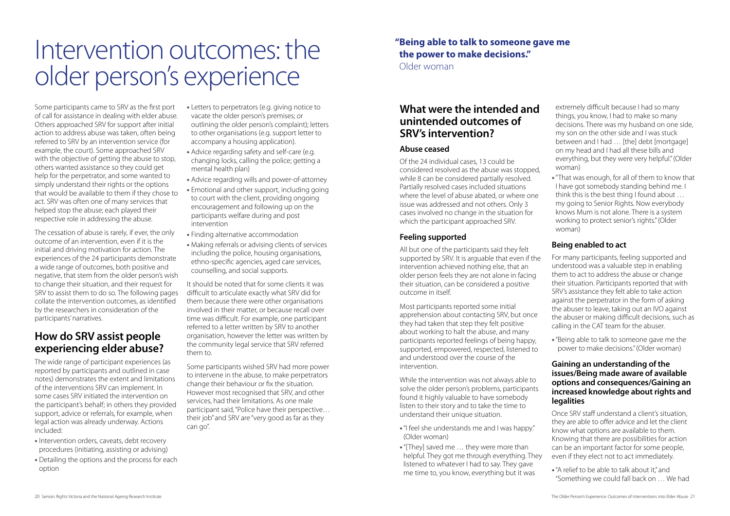# Intervention outcomes: the older person's experience

Some participants came to SRV as the first port of call for assistance in dealing with elder abuse. Others approached SRV for support after initial action to address abuse was taken, often being referred to SRV by an intervention service (for example, the court). Some approached SRV with the objective of getting the abuse to stop, others wanted assistance so they could get help for the perpetrator, and some wanted to simply understand their rights or the options that would be available to them if they chose to act. SRV was often one of many services that helped stop the abuse; each played their respective role in addressing the abuse.

The cessation of abuse is rarely, if ever, the only outcome of an intervention, even if it is the initial and driving motivation for action. The experiences of the 24 participants demonstrate a wide range of outcomes, both positive and negative, that stem from the older person's wish to change their situation, and their request for SRV to assist them to do so. The following pages collate the intervention outcomes, as identified by the researchers in consideration of the participants' narratives.

## How do SRV assist people experiencing elder abuse?

The wide range of participant experiences (as reported by participants and outlined in case notes) demonstrates the extent and limitations of the interventions SRV can implement. In some cases SRV initiated the intervention on the participant's behalf; in others they provided support, advice or referrals, for example, when legal action was already underway. Actions included:

- Intervention orders, caveats, debt recovery procedures (initiating, assisting or advising)
- Detailing the options and the process for each option
- Letters to perpetrators (e.g. giving notice to vacate the older person's premises; or outlining the older person's complaint); letters to other organisations (e.g. support letter to accompany a housing application).
- Advice regarding safety and self-care (e.g. changing locks, calling the police; getting a mental health plan)
- Advice regarding wills and power-of-attorney
- Emotional and other support, including going to court with the client, providing ongoing encouragement and following up on the participants welfare during and post intervention
- Finding alternative accommodation
- Making referrals or advising clients of services including the police, housing organisations, ethno-specific agencies, aged care services, counselling, and social supports.

It should be noted that for some clients it was difficult to articulate exactly what SRV did for them because there were other organisations involved in their matter, or because recall over time was difficult. For example, one participant referred to a letter written by SRV to another organisation, however the letter was written by the community legal service that SRV referred them to.

Some participants wished SRV had more power to intervene in the abuse, to make perpetrators change their behaviour or fix the situation. However most recognised that SRV, and other services, had their limitations. As one male participant said, "Police have their perspective… their job" and SRV are "very good as far as they can go".

**"Being able to talk to someone gave me the power to make decisions."**
Older woman

## What were the intended and unintended outcomes of SRV's intervention?

### Abuse ceased

Of the 24 individual cases, 13 could be considered resolved as the abuse was stopped, while 8 can be considered partially resolved. Partially resolved cases included situations where the level of abuse abated, or where one issue was addressed and not others. Only 3 cases involved no change in the situation for which the participant approached SRV.

### Feeling supported

All but one of the participants said they felt supported by SRV. It is arguable that even if the intervention achieved nothing else, that an older person feels they are not alone in facing their situation, can be considered a positive outcome in itself.

Most participants reported some initial apprehension about contacting SRV, but once they had taken that step they felt positive about working to halt the abuse, and many participants reported feelings of being happy, supported, empowered, respected, listened to and understood over the course of the intervention.

While the intervention was not always able to solve the older person's problems, participants found it highly valuable to have somebody listen to their story and to take the time to understand their unique situation.

- "I feel she understands me and I was happy." (Older woman)
- "[They] saved me … they were more than helpful. They got me through everything. They listened to whatever I had to say. They gave me time to, you know, everything but it was extremely difficult because I had so many things, you know, I had to make so many decisions. There was my husband on one side, my son on the other side and I was stuck between and I had … [the] debt [mortgage] on my head and I had all these bills and everything, but they were very helpful." (Older woman)
- "That was enough, for all of them to know that I have got somebody standing behind me. I think this is the best thing I found about … my going to Senior Rights. Now everybody knows Mum is not alone. There is a system working to protect senior's rights." (Older woman)

### Being enabled to act

For many participants, feeling supported and understood was a valuable step in enabling them to act to address the abuse or change their situation. Participants reported that with SRV's assistance they felt able to take action against the perpetrator in the form of asking the abuser to leave, taking out an IVO against the abuser or making difficult decisions, such as calling in the CAT team for the abuser.

- "Being able to talk to someone gave me the power to make decisions." (Older woman)

### Gaining an understanding of the issues/Being made aware of available options and consequences/Gaining an increased knowledge about rights and legalities

Once SRV staff understand a client's situation, they are able to offer advice and let the client know what options are available to them. Knowing that there are possibilities for action can be an important factor for some people, even if they elect not to act immediately.

- "A relief to be able to talk about it," and "Something we could fall back on … We had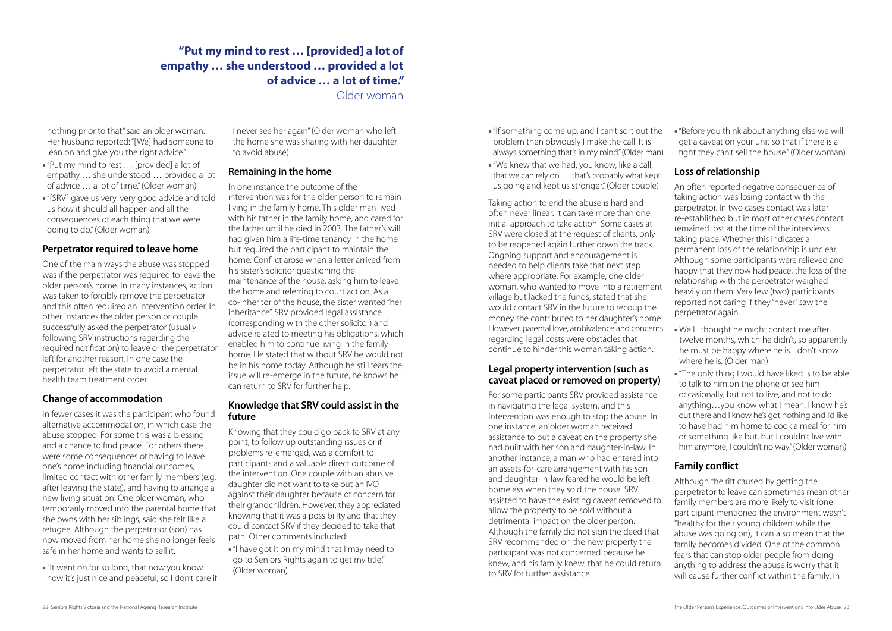> **"Put my mind to rest … [provided] a lot of empathy … she understood … provided a lot of advice … a lot of time."**
> Older woman

nothing prior to that," said an older woman. Her husband reported: "[We] had someone to lean on and give you the right advice."

- "Put my mind to rest … [provided] a lot of empathy … she understood … provided a lot of advice … a lot of time." (Older woman)
- "[SRV] gave us very, very good advice and told us how it should all happen and all the consequences of each thing that we were going to do." (Older woman)

## Perpetrator required to leave home

One of the main ways the abuse was stopped was if the perpetrator was required to leave the older person's home. In many instances, action was taken to forcibly remove the perpetrator and this often required an intervention order. In other instances the older person or couple successfully asked the perpetrator (usually following SRV instructions regarding the required notification) to leave or the perpetrator left for another reason. In one case the perpetrator left the state to avoid a mental health team treatment order.

## Change of accommodation

In fewer cases it was the participant who found alternative accommodation, in which case the abuse stopped. For some this was a blessing and a chance to find peace. For others there were some consequences of having to leave one's home including financial outcomes, limited contact with other family members (e.g. after leaving the state), and having to arrange a new living situation. One older woman, who temporarily moved into the parental home that she owns with her siblings, said she felt like a refugee. Although the perpetrator (son) has now moved from her home she no longer feels safe in her home and wants to sell it.

- "It went on for so long, that now you know now it's just nice and peaceful, so I don't care if I never see her again" (Older woman who left the home she was sharing with her daughter to avoid abuse)

## Remaining in the home

In one instance the outcome of the intervention was for the older person to remain living in the family home. This older man lived with his father in the family home, and cared for the father until he died in 2003. The father's will had given him a life-time tenancy in the home but required the participant to maintain the home. Conflict arose when a letter arrived from his sister's solicitor questioning the maintenance of the house, asking him to leave the home and referring to court action. As a co-inheritor of the house, the sister wanted "her inheritance". SRV provided legal assistance (corresponding with the other solicitor) and advice related to meeting his obligations, which enabled him to continue living in the family home. He stated that without SRV he would not be in his home today. Although he still fears the issue will re-emerge in the future, he knows he can return to SRV for further help.

## Knowledge that SRV could assist in the future

Knowing that they could go back to SRV at any point, to follow up outstanding issues or if problems re-emerged, was a comfort to participants and a valuable direct outcome of the intervention. One couple with an abusive daughter did not want to take out an IVO against their daughter because of concern for their grandchildren. However, they appreciated knowing that it was a possibility and that they could contact SRV if they decided to take that path. Other comments included:

- "I have got it on my mind that I may need to go to Seniors Rights again to get my title." (Older woman)
- "If something come up, and I can't sort out the problem then obviously I make the call. It is always something that's in my mind." (Older man)
- "We knew that we had, you know, like a call, that we can rely on … that's probably what kept us going and kept us stronger." (Older couple)

Taking action to end the abuse is hard and often never linear. It can take more than one initial approach to take action. Some cases at SRV were closed at the request of clients, only to be reopened again further down the track. Ongoing support and encouragement is needed to help clients take that next step where appropriate. For example, one older woman, who wanted to move into a retirement village but lacked the funds, stated that she would contact SRV in the future to recoup the money she contributed to her daughter's home. However, parental love, ambivalence and concerns regarding legal costs were obstacles that continue to hinder this woman taking action.

## Legal property intervention (such as caveat placed or removed on property)

For some participants SRV provided assistance in navigating the legal system, and this intervention was enough to stop the abuse. In one instance, an older woman received assistance to put a caveat on the property she had built with her son and daughter-in-law. In another instance, a man who had entered into an assets-for-care arrangement with his son and daughter-in-law feared he would be left homeless when they sold the house. SRV assisted to have the existing caveat removed to allow the property to be sold without a detrimental impact on the older person. Although the family did not sign the deed that SRV recommended on the new property the participant was not concerned because he knew, and his family knew, that he could return to SRV for further assistance.

- "Before you think about anything else we will get a caveat on your unit so that if there is a fight they can't sell the house." (Older woman)

## Loss of relationship

An often reported negative consequence of taking action was losing contact with the perpetrator. In two cases contact was later re-established but in most other cases contact remained lost at the time of the interviews taking place. Whether this indicates a permanent loss of the relationship is unclear. Although some participants were relieved and happy that they now had peace, the loss of the relationship with the perpetrator weighed heavily on them. Very few (two) participants reported not caring if they "never" saw the perpetrator again.

- Well I thought he might contact me after twelve months, which he didn't, so apparently he must be happy where he is. I don't know where he is. (Older man)
- "The only thing I would have liked is to be able to talk to him on the phone or see him occasionally, but not to live, and not to do anything…you know what I mean. I know he's out there and I know he's got nothing and I'd like to have had him home to cook a meal for him or something like but, but I couldn't live with him anymore, I couldn't no way." (Older woman)

## Family conflict

Although the rift caused by getting the perpetrator to leave can sometimes mean other family members are more likely to visit (one participant mentioned the environment wasn't "healthy for their young children" while the abuse was going on), it can also mean that the family becomes divided. One of the common fears that can stop older people from doing anything to address the abuse is worry that it will cause further conflict within the family. In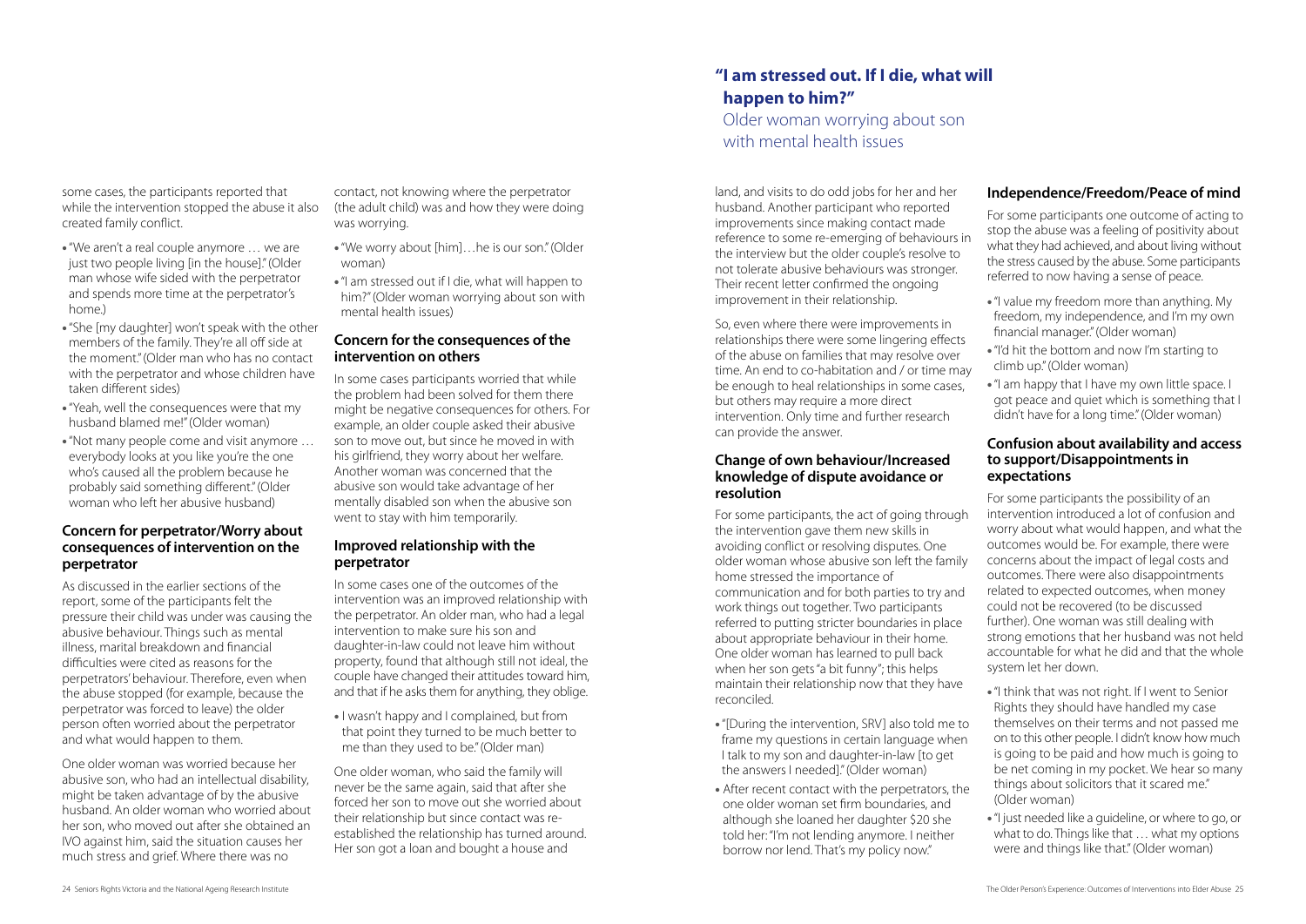some cases, the participants reported that while the intervention stopped the abuse it also created family conflict.

- "We aren't a real couple anymore … we are just two people living [in the house]." (Older man whose wife sided with the perpetrator and spends more time at the perpetrator's home.)
- "She [my daughter] won't speak with the other members of the family. They're all off side at the moment." (Older man who has no contact with the perpetrator and whose children have taken different sides)
- "Yeah, well the consequences were that my husband blamed me!" (Older woman)
- "Not many people come and visit anymore … everybody looks at you like you're the one who's caused all the problem because he probably said something different." (Older woman who left her abusive husband)

### Concern for perpetrator/Worry about consequences of intervention on the perpetrator

As discussed in the earlier sections of the report, some of the participants felt the pressure their child was under was causing the abusive behaviour. Things such as mental illness, marital breakdown and financial difficulties were cited as reasons for the perpetrators' behaviour. Therefore, even when the abuse stopped (for example, because the perpetrator was forced to leave) the older person often worried about the perpetrator and what would happen to them.

One older woman was worried because her abusive son, who had an intellectual disability, might be taken advantage of by the abusive husband. An older woman who worried about her son, who moved out after she obtained an IVO against him, said the situation causes her much stress and grief. Where there was no contact, not knowing where the perpetrator (the adult child) was and how they were doing was worrying.

- "We worry about [him]…he is our son." (Older woman)
- "I am stressed out if I die, what will happen to him?" (Older woman worrying about son with mental health issues)

### Concern for the consequences of the intervention on others

In some cases participants worried that while the problem had been solved for them there might be negative consequences for others. For example, an older couple asked their abusive son to move out, but since he moved in with his girlfriend, they worry about her welfare. Another woman was concerned that the abusive son would take advantage of her mentally disabled son when the abusive son went to stay with him temporarily.

### Improved relationship with the perpetrator

In some cases one of the outcomes of the intervention was an improved relationship with the perpetrator. An older man, who had a legal intervention to make sure his son and daughter-in-law could not leave him without property, found that although still not ideal, the couple have changed their attitudes toward him, and that if he asks them for anything, they oblige.

- I wasn't happy and I complained, but from that point they turned to be much better to me than they used to be." (Older man)

One older woman, who said the family will never be the same again, said that after she forced her son to move out she worried about their relationship but since contact was re-established the relationship has turned around. Her son got a loan and bought a house and land, and visits to do odd jobs for her and her husband. Another participant who reported improvements since making contact made reference to some re-emerging of behaviours in the interview but the older couple's resolve to not tolerate abusive behaviours was stronger. Their recent letter confirmed the ongoing improvement in their relationship.

**"I am stressed out. If I die, what will happen to him?"**
Older woman worrying about son with mental health issues

So, even where there were improvements in relationships there were some lingering effects of the abuse on families that may resolve over time. An end to co-habitation and / or time may be enough to heal relationships in some cases, but others may require a more direct intervention. Only time and further research can provide the answer.

### Change of own behaviour/Increased knowledge of dispute avoidance or resolution

For some participants, the act of going through the intervention gave them new skills in avoiding conflict or resolving disputes. One older woman whose abusive son left the family home stressed the importance of communication and for both parties to try and work things out together. Two participants referred to putting stricter boundaries in place about appropriate behaviour in their home. One older woman has learned to pull back when her son gets "a bit funny"; this helps maintain their relationship now that they have reconciled.

- "[During the intervention, SRV] also told me to frame my questions in certain language when I talk to my son and daughter-in-law [to get the answers I needed]." (Older woman)
- After recent contact with the perpetrators, the one older woman set firm boundaries, and although she loaned her daughter $20 she told her: "I'm not lending anymore. I neither borrow nor lend. That's my policy now."

### Independence/Freedom/Peace of mind

For some participants one outcome of acting to stop the abuse was a feeling of positivity about what they had achieved, and about living without the stress caused by the abuse. Some participants referred to now having a sense of peace.

- "I value my freedom more than anything. My freedom, my independence, and I'm my own financial manager." (Older woman)
- "I'd hit the bottom and now I'm starting to climb up." (Older woman)
- "I am happy that I have my own little space. I got peace and quiet which is something that I didn't have for a long time." (Older woman)

### Confusion about availability and access to support/Disappointments in expectations

For some participants the possibility of an intervention introduced a lot of confusion and worry about what would happen, and what the outcomes would be. For example, there were concerns about the impact of legal costs and outcomes. There were also disappointments related to expected outcomes, when money could not be recovered (to be discussed further). One woman was still dealing with strong emotions that her husband was not held accountable for what he did and that the whole system let her down.

- "I think that was not right. If I went to Senior Rights they should have handled my case themselves on their terms and not passed me on to this other people. I didn't know how much is going to be paid and how much is going to be net coming in my pocket. We hear so many things about solicitors that it scared me." (Older woman)
- "I just needed like a guideline, or where to go, or what to do. Things like that … what my options were and things like that." (Older woman)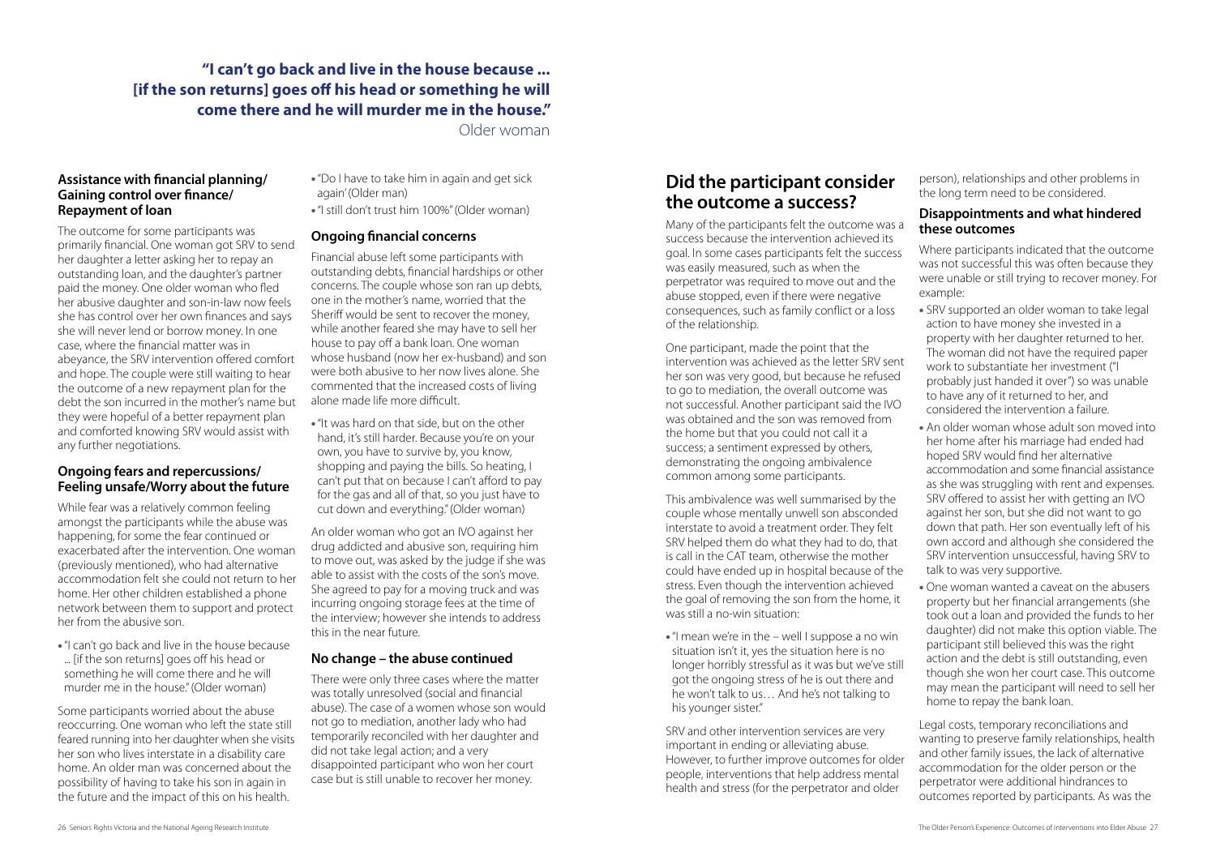**"I can't go back and live in the house because ... [if the son returns] goes off his head or something he will come there and he will murder me in the house."**

Older woman

### Assistance with financial planning/ Gaining control over finance/ Repayment of loan

The outcome for some participants was primarily financial. One woman got SRV to send her daughter a letter asking her to repay an outstanding loan, and the daughter's partner paid the money. One older woman who fled her abusive daughter and son-in-law now feels she has control over her own finances and says she will never lend or borrow money. In one case, where the financial matter was in abeyance, the SRV intervention offered comfort and hope. The couple were still waiting to hear the outcome of a new repayment plan for the debt the son incurred in the mother's name but they were hopeful of a better repayment plan and comforted knowing SRV would assist with any further negotiations.

### Ongoing fears and repercussions/ Feeling unsafe/Worry about the future

While fear was a relatively common feeling amongst the participants while the abuse was happening, for some the fear continued or exacerbated after the intervention. One woman (previously mentioned), who had alternative accommodation felt she could not return to her home. Her other children established a phone network between them to support and protect her from the abusive son.

- "I can't go back and live in the house because ... [if the son returns] goes off his head or something he will come there and he will murder me in the house." (Older woman)

Some participants worried about the abuse reoccurring. One woman who left the state still feared running into her daughter when she visits her son who lives interstate in a disability care home. An older man was concerned about the possibility of having to take his son in again in the future and the impact of this on his health.

- "Do I have to take him in again and get sick again' (Older man)
- "I still don't trust him 100%" (Older woman)

### Ongoing financial concerns

Financial abuse left some participants with outstanding debts, financial hardships or other concerns. The couple whose son ran up debts, one in the mother's name, worried that the Sheriff would be sent to recover the money, while another feared she may have to sell her house to pay off a bank loan. One woman whose husband (now her ex-husband) and son were both abusive to her now lives alone. She commented that the increased costs of living alone made life more difficult.

- "It was hard on that side, but on the other hand, it's still harder. Because you're on your own, you have to survive by, you know, shopping and paying the bills. So heating, I can't put that on because I can't afford to pay for the gas and all of that, so you just have to cut down and everything." (Older woman)

An older woman who got an IVO against her drug addicted and abusive son, requiring him to move out, was asked by the judge if she was able to assist with the costs of the son's move. She agreed to pay for a moving truck and was incurring ongoing storage fees at the time of the interview; however she intends to address this in the near future.

### No change – the abuse continued

There were only three cases where the matter was totally unresolved (social and financial abuse). The case of a women whose son would not go to mediation, another lady who had temporarily reconciled with her daughter and did not take legal action; and a very disappointed participant who won her court case but is still unable to recover her money.

## Did the participant consider the outcome a success?

Many of the participants felt the outcome was a success because the intervention achieved its goal. In some cases participants felt the success was easily measured, such as when the perpetrator was required to move out and the abuse stopped, even if there were negative consequences, such as family conflict or a loss of the relationship.

One participant, made the point that the intervention was achieved as the letter SRV sent her son was very good, but because he refused to go to mediation, the overall outcome was not successful. Another participant said the IVO was obtained and the son was removed from the home but that you could not call it a success; a sentiment expressed by others, demonstrating the ongoing ambivalence common among some participants.

This ambivalence was well summarised by the couple whose mentally unwell son absconded interstate to avoid a treatment order. They felt SRV helped them do what they had to do, that is call in the CAT team, otherwise the mother could have ended up in hospital because of the stress. Even though the intervention achieved the goal of removing the son from the home, it was still a no-win situation:

- "I mean we're in the – well I suppose a no win situation isn't it, yes the situation here is no longer horribly stressful as it was but we've still got the ongoing stress of he is out there and he won't talk to us… And he's not talking to his younger sister."

SRV and other intervention services are very important in ending or alleviating abuse. However, to further improve outcomes for older people, interventions that help address mental health and stress (for the perpetrator and older person), relationships and other problems in the long term need to be considered.

### Disappointments and what hindered these outcomes

Where participants indicated that the outcome was not successful this was often because they were unable or still trying to recover money. For example:

- SRV supported an older woman to take legal action to have money she invested in a property with her daughter returned to her. The woman did not have the required paper work to substantiate her investment ("I probably just handed it over") so was unable to have any of it returned to her, and considered the intervention a failure.
- An older woman whose adult son moved into her home after his marriage had ended had hoped SRV would find her alternative accommodation and some financial assistance as she was struggling with rent and expenses. SRV offered to assist her with getting an IVO against her son, but she did not want to go down that path. Her son eventually left of his own accord and although she considered the SRV intervention unsuccessful, having SRV to talk to was very supportive.
- One woman wanted a caveat on the abusers property but her financial arrangements (she took out a loan and provided the funds to her daughter) did not make this option viable. The participant still believed this was the right action and the debt is still outstanding, even though she won her court case. This outcome may mean the participant will need to sell her home to repay the bank loan.

Legal costs, temporary reconciliations and wanting to preserve family relationships, health and other family issues, the lack of alternative accommodation for the older person or the perpetrator were additional hindrances to outcomes reported by participants. As was the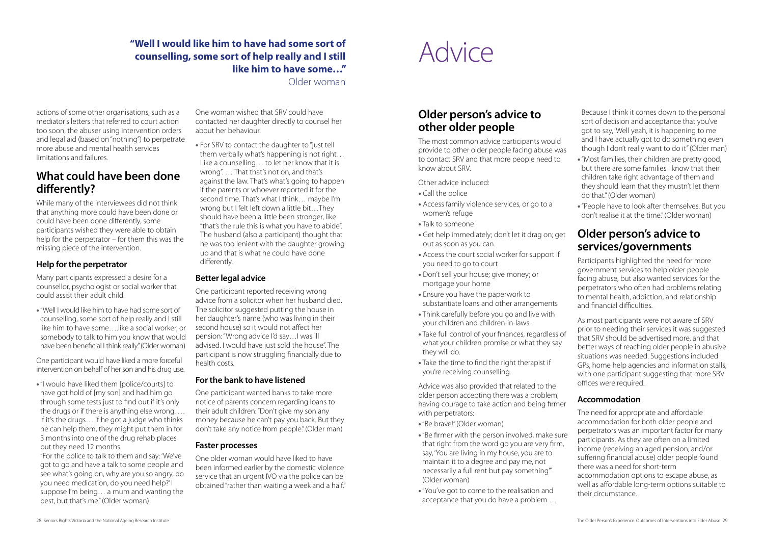**"Well I would like him to have had some sort of counselling, some sort of help really and I still like him to have some…"**
Older woman

actions of some other organisations, such as a mediator's letters that referred to court action too soon, the abuser using intervention orders and legal aid (based on "nothing") to perpetrate more abuse and mental health services limitations and failures.

## What could have been done differently?

While many of the interviewees did not think that anything more could have been done or could have been done differently, some participants wished they were able to obtain help for the perpetrator – for them this was the missing piece of the intervention.

### Help for the perpetrator

Many participants expressed a desire for a counsellor, psychologist or social worker that could assist their adult child.

- "Well I would like him to have had some sort of counselling, some sort of help really and I still like him to have some….like a social worker, or somebody to talk to him you know that would have been beneficial I think really." (Older woman)

One participant would have liked a more forceful intervention on behalf of her son and his drug use.

- "I would have liked them [police/courts] to have got hold of [my son] and had him go through some tests just to find out if it's only the drugs or if there is anything else wrong. … If it's the drugs… if he got a judge who thinks he can help them, they might put them in for 3 months into one of the drug rehab places but they need 12 months.
  "For the police to talk to them and say: 'We've got to go and have a talk to some people and see what's going on, why are you so angry, do you need medication, do you need help?' I suppose I'm being… a mum and wanting the best, but that's me." (Older woman)

One woman wished that SRV could have contacted her daughter directly to counsel her about her behaviour.

- For SRV to contact the daughter to "just tell them verbally what's happening is not right… Like a counselling… to let her know that it is wrong". … That that's not on, and that's against the law. That's what's going to happen if the parents or whoever reported it for the second time. That's what I think… maybe I'm wrong but I felt left down a little bit…They should have been a little been stronger, like "that's the rule this is what you have to abide". The husband (also a participant) thought that he was too lenient with the daughter growing up and that is what he could have done differently.

### Better legal advice

One participant reported receiving wrong advice from a solicitor when her husband died. The solicitor suggested putting the house in her daughter's name (who was living in their second house) so it would not affect her pension: "Wrong advice I'd say…I was ill advised. I would have just sold the house". The participant is now struggling financially due to health costs.

### For the bank to have listened

One participant wanted banks to take more notice of parents concern regarding loans to their adult children: "Don't give my son any money because he can't pay you back. But they don't take any notice from people." (Older man)

### Faster processes

One older woman would have liked to have been informed earlier by the domestic violence service that an urgent IVO via the police can be obtained "rather than waiting a week and a half."

# Advice

## Older person's advice to other older people

The most common advice participants would provide to other older people facing abuse was to contact SRV and that more people need to know about SRV.

Other advice included:

- Call the police
- Access family violence services, or go to a women's refuge
- Talk to someone
- Get help immediately; don't let it drag on; get out as soon as you can.
- Access the court social worker for support if you need to go to court
- Don't sell your house; give money; or mortgage your home
- Ensure you have the paperwork to substantiate loans and other arrangements
- Think carefully before you go and live with your children and children-in-laws.
- Take full control of your finances, regardless of what your children promise or what they say they will do.
- Take the time to find the right therapist if you're receiving counselling.

Advice was also provided that related to the older person accepting there was a problem, having courage to take action and being firmer with perpetrators:

- "Be brave!" (Older woman)
- "Be firmer with the person involved, make sure that right from the word go you are very firm, say, 'You are living in my house, you are to maintain it to a degree and pay me, not necessarily a full rent but pay something'" (Older woman)
- "You've got to come to the realisation and acceptance that you do have a problem … Because I think it comes down to the personal sort of decision and acceptance that you've got to say, 'Well yeah, it is happening to me and I have actually got to do something even though I don't really want to do it" (Older man)
- "Most families, their children are pretty good, but there are some families I know that their children take right advantage of them and they should learn that they mustn't let them do that." (Older woman)
- "People have to look after themselves. But you don't realise it at the time." (Older woman)

## Older person's advice to services/governments

Participants highlighted the need for more government services to help older people facing abuse, but also wanted services for the perpetrators who often had problems relating to mental health, addiction, and relationship and financial difficulties.

As most participants were not aware of SRV prior to needing their services it was suggested that SRV should be advertised more, and that better ways of reaching older people in abusive situations was needed. Suggestions included GPs, home help agencies and information stalls, with one participant suggesting that more SRV offices were required.

### Accommodation

The need for appropriate and affordable accommodation for both older people and perpetrators was an important factor for many participants. As they are often on a limited income (receiving an aged pension, and/or suffering financial abuse) older people found there was a need for short-term accommodation options to escape abuse, as well as affordable long-term options suitable to their circumstance.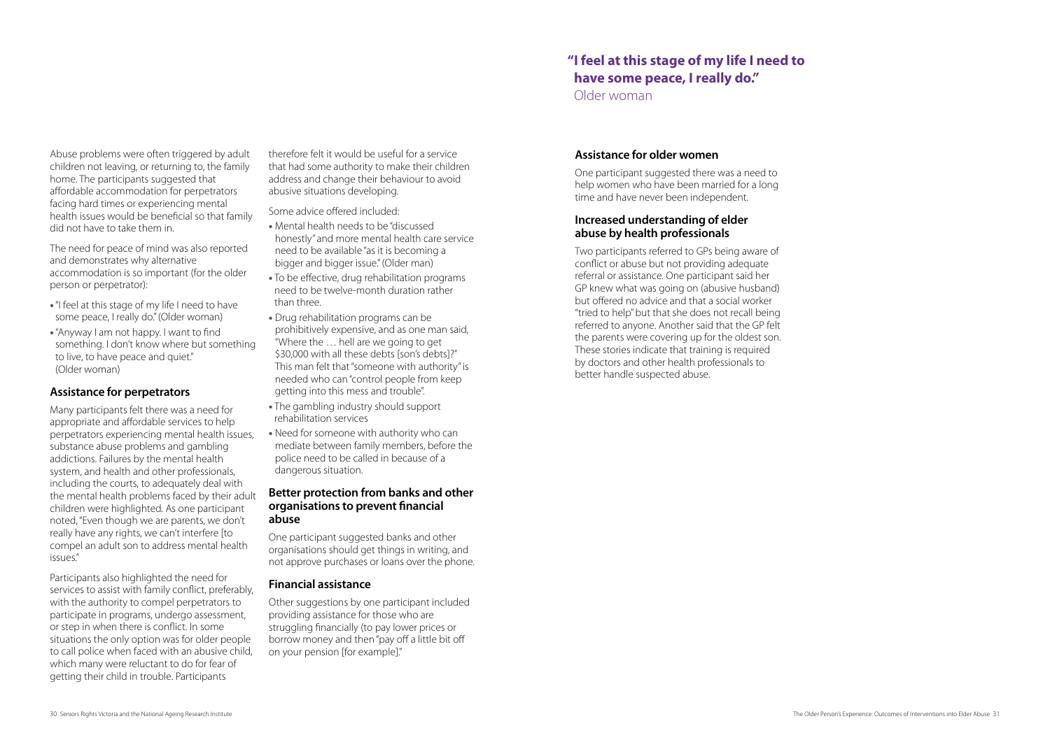Abuse problems were often triggered by adult children not leaving, or returning to, the family home. The participants suggested that affordable accommodation for perpetrators facing hard times or experiencing mental health issues would be beneficial so that family did not have to take them in.

The need for peace of mind was also reported and demonstrates why alternative accommodation is so important (for the older person or perpetrator):

- "I feel at this stage of my life I need to have some peace, I really do." (Older woman)
- "Anyway I am not happy. I want to find something. I don't know where but something to live, to have peace and quiet." (Older woman)

### Assistance for perpetrators

Many participants felt there was a need for appropriate and affordable services to help perpetrators experiencing mental health issues, substance abuse problems and gambling addictions. Failures by the mental health system, and health and other professionals, including the courts, to adequately deal with the mental health problems faced by their adult children were highlighted. As one participant noted, "Even though we are parents, we don't really have any rights, we can't interfere [to compel an adult son to address mental health issues."

Participants also highlighted the need for services to assist with family conflict, preferably, with the authority to compel perpetrators to participate in programs, undergo assessment, or step in when there is conflict. In some situations the only option was for older people to call police when faced with an abusive child, which many were reluctant to do for fear of getting their child in trouble. Participants therefore felt it would be useful for a service that had some authority to make their children address and change their behaviour to avoid abusive situations developing.

Some advice offered included:

- Mental health needs to be "discussed honestly" and more mental health care service need to be available "as it is becoming a bigger and bigger issue." (Older man)
- To be effective, drug rehabilitation programs need to be twelve-month duration rather than three.
- Drug rehabilitation programs can be prohibitively expensive, and as one man said, "Where the … hell are we going to get $30,000 with all these debts [son's debts]?" This man felt that "someone with authority" is needed who can "control people from keep getting into this mess and trouble".
- The gambling industry should support rehabilitation services
- Need for someone with authority who can mediate between family members, before the police need to be called in because of a dangerous situation.

### Better protection from banks and other organisations to prevent financial abuse

One participant suggested banks and other organisations should get things in writing, and not approve purchases or loans over the phone.

### Financial assistance

Other suggestions by one participant included providing assistance for those who are struggling financially (to pay lower prices or borrow money and then "pay off a little bit off on your pension [for example]."

**"I feel at this stage of my life I need to have some peace, I really do."**
Older woman

### Assistance for older women

One participant suggested there was a need to help women who have been married for a long time and have never been independent.

### Increased understanding of elder abuse by health professionals

Two participants referred to GPs being aware of conflict or abuse but not providing adequate referral or assistance. One participant said her GP knew what was going on (abusive husband) but offered no advice and that a social worker "tried to help" but that she does not recall being referred to anyone. Another said that the GP felt the parents were covering up for the oldest son. These stories indicate that training is required by doctors and other health professionals to better handle suspected abuse.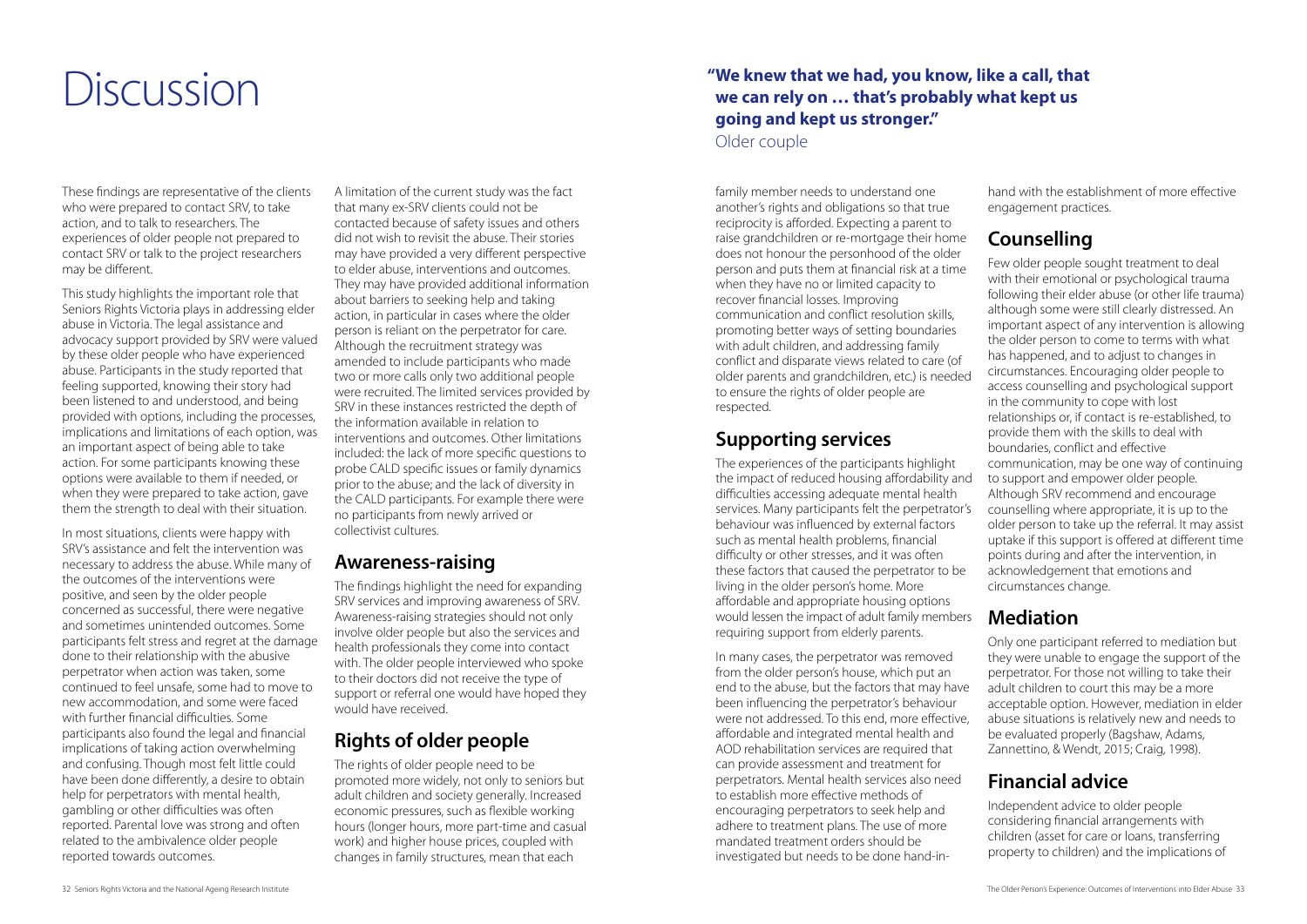# Discussion

These findings are representative of the clients who were prepared to contact SRV, to take action, and to talk to researchers. The experiences of older people not prepared to contact SRV or talk to the project researchers may be different.

This study highlights the important role that Seniors Rights Victoria plays in addressing elder abuse in Victoria. The legal assistance and advocacy support provided by SRV were valued by these older people who have experienced abuse. Participants in the study reported that feeling supported, knowing their story had been listened to and understood, and being provided with options, including the processes, implications and limitations of each option, was an important aspect of being able to take action. For some participants knowing these options were available to them if needed, or when they were prepared to take action, gave them the strength to deal with their situation.

In most situations, clients were happy with SRV's assistance and felt the intervention was necessary to address the abuse. While many of the outcomes of the interventions were positive, and seen by the older people concerned as successful, there were negative and sometimes unintended outcomes. Some participants felt stress and regret at the damage done to their relationship with the abusive perpetrator when action was taken, some continued to feel unsafe, some had to move to new accommodation, and some were faced with further financial difficulties. Some participants also found the legal and financial implications of taking action overwhelming and confusing. Though most felt little could have been done differently, a desire to obtain help for perpetrators with mental health, gambling or other difficulties was often reported. Parental love was strong and often related to the ambivalence older people reported towards outcomes.

A limitation of the current study was the fact that many ex-SRV clients could not be contacted because of safety issues and others did not wish to revisit the abuse. Their stories may have provided a very different perspective to elder abuse, interventions and outcomes. They may have provided additional information about barriers to seeking help and taking action, in particular in cases where the older person is reliant on the perpetrator for care. Although the recruitment strategy was amended to include participants who made two or more calls only two additional people were recruited. The limited services provided by SRV in these instances restricted the depth of the information available in relation to interventions and outcomes. Other limitations included: the lack of more specific questions to probe CALD specific issues or family dynamics prior to the abuse; and the lack of diversity in the CALD participants. For example there were no participants from newly arrived or collectivist cultures.

## Awareness-raising

The findings highlight the need for expanding SRV services and improving awareness of SRV. Awareness-raising strategies should not only involve older people but also the services and health professionals they come into contact with. The older people interviewed who spoke to their doctors did not receive the type of support or referral one would have hoped they would have received.

## Rights of older people

The rights of older people need to be promoted more widely, not only to seniors but adult children and society generally. Increased economic pressures, such as flexible working hours (longer hours, more part-time and casual work) and higher house prices, coupled with changes in family structures, mean that each family member needs to understand one another's rights and obligations so that true reciprocity is afforded. Expecting a parent to raise grandchildren or re-mortgage their home does not honour the personhood of the older person and puts them at financial risk at a time when they have no or limited capacity to recover financial losses. Improving communication and conflict resolution skills, promoting better ways of setting boundaries with adult children, and addressing family conflict and disparate views related to care (of older parents and grandchildren, etc.) is needed to ensure the rights of older people are respected.

**"We knew that we had, you know, like a call, that we can rely on … that's probably what kept us going and kept us stronger."**
Older couple

## Supporting services

The experiences of the participants highlight the impact of reduced housing affordability and difficulties accessing adequate mental health services. Many participants felt the perpetrator's behaviour was influenced by external factors such as mental health problems, financial difficulty or other stresses, and it was often these factors that caused the perpetrator to be living in the older person's home. More affordable and appropriate housing options would lessen the impact of adult family members requiring support from elderly parents.

In many cases, the perpetrator was removed from the older person's house, which put an end to the abuse, but the factors that may have been influencing the perpetrator's behaviour were not addressed. To this end, more effective, affordable and integrated mental health and AOD rehabilitation services are required that can provide assessment and treatment for perpetrators. Mental health services also need to establish more effective methods of encouraging perpetrators to seek help and adhere to treatment plans. The use of more mandated treatment orders should be investigated but needs to be done hand-in-hand with the establishment of more effective engagement practices.

## Counselling

Few older people sought treatment to deal with their emotional or psychological trauma following their elder abuse (or other life trauma) although some were still clearly distressed. An important aspect of any intervention is allowing the older person to come to terms with what has happened, and to adjust to changes in circumstances. Encouraging older people to access counselling and psychological support in the community to cope with lost relationships or, if contact is re-established, to provide them with the skills to deal with boundaries, conflict and effective communication, may be one way of continuing to support and empower older people. Although SRV recommend and encourage counselling where appropriate, it is up to the older person to take up the referral. It may assist uptake if this support is offered at different time points during and after the intervention, in acknowledgement that emotions and circumstances change.

## Mediation

Only one participant referred to mediation but they were unable to engage the support of the perpetrator. For those not willing to take their adult children to court this may be a more acceptable option. However, mediation in elder abuse situations is relatively new and needs to be evaluated properly (Bagshaw, Adams, Zannettino, & Wendt, 2015; Craig, 1998).

## Financial advice

Independent advice to older people considering financial arrangements with children (asset for care or loans, transferring property to children) and the implications of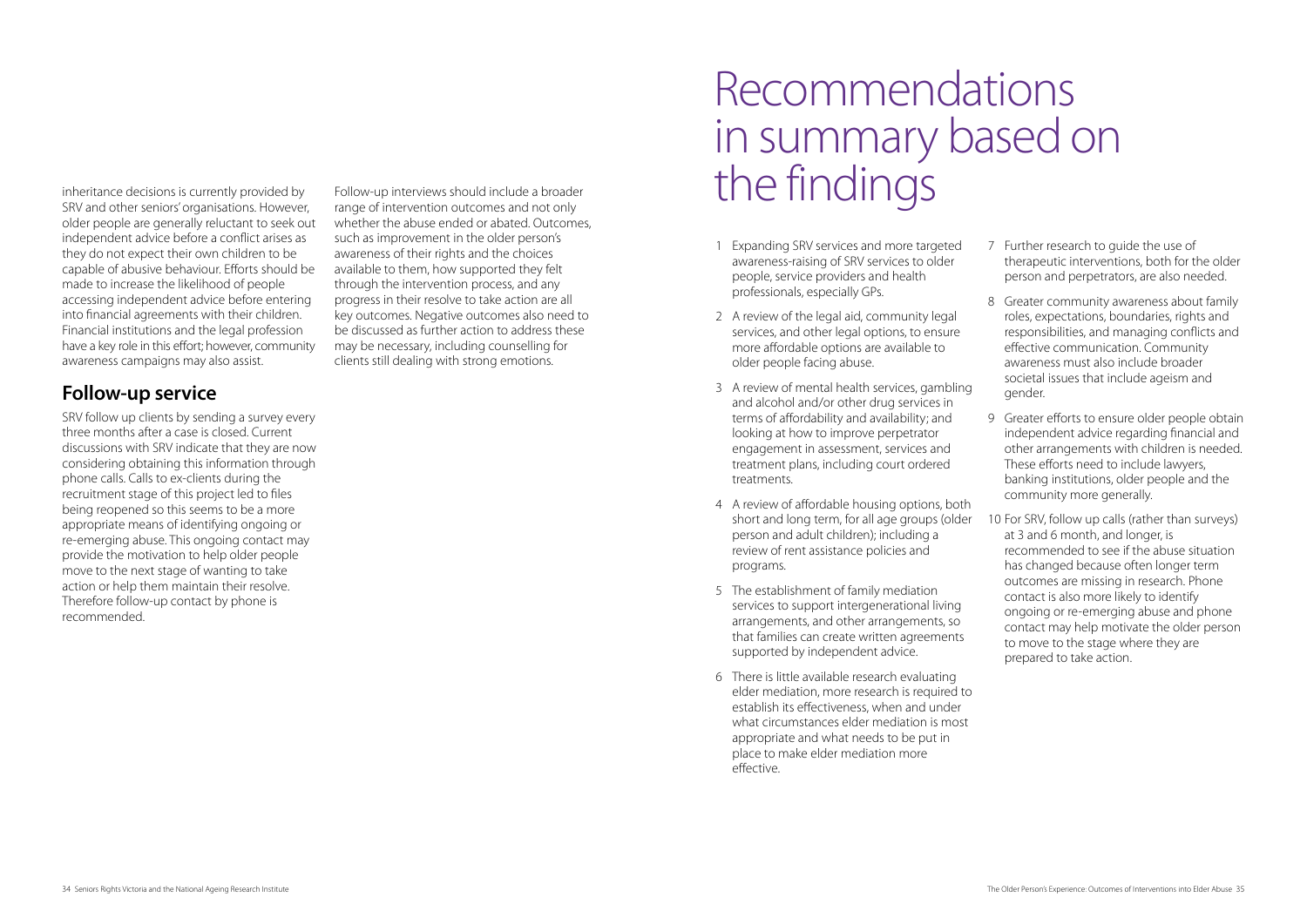inheritance decisions is currently provided by SRV and other seniors' organisations. However, older people are generally reluctant to seek out independent advice before a conflict arises as they do not expect their own children to be capable of abusive behaviour. Efforts should be made to increase the likelihood of people accessing independent advice before entering into financial agreements with their children. Financial institutions and the legal profession have a key role in this effort; however, community awareness campaigns may also assist.

## Follow-up service

SRV follow up clients by sending a survey every three months after a case is closed. Current discussions with SRV indicate that they are now considering obtaining this information through phone calls. Calls to ex-clients during the recruitment stage of this project led to files being reopened so this seems to be a more appropriate means of identifying ongoing or re-emerging abuse. This ongoing contact may provide the motivation to help older people move to the next stage of wanting to take action or help them maintain their resolve. Therefore follow-up contact by phone is recommended.

Follow-up interviews should include a broader range of intervention outcomes and not only whether the abuse ended or abated. Outcomes, such as improvement in the older person's awareness of their rights and the choices available to them, how supported they felt through the intervention process, and any progress in their resolve to take action are all key outcomes. Negative outcomes also need to be discussed as further action to address these may be necessary, including counselling for clients still dealing with strong emotions.

# Recommendations in summary based on the findings

1. Expanding SRV services and more targeted awareness-raising of SRV services to older people, service providers and health professionals, especially GPs.
2. A review of the legal aid, community legal services, and other legal options, to ensure more affordable options are available to older people facing abuse.
3. A review of mental health services, gambling and alcohol and/or other drug services in terms of affordability and availability; and looking at how to improve perpetrator engagement in assessment, services and treatment plans, including court ordered treatments.
4. A review of affordable housing options, both short and long term, for all age groups (older person and adult children); including a review of rent assistance policies and programs.
5. The establishment of family mediation services to support intergenerational living arrangements, and other arrangements, so that families can create written agreements supported by independent advice.
6. There is little available research evaluating elder mediation, more research is required to establish its effectiveness, when and under what circumstances elder mediation is most appropriate and what needs to be put in place to make elder mediation more effective.
7. Further research to guide the use of therapeutic interventions, both for the older person and perpetrators, are also needed.
8. Greater community awareness about family roles, expectations, boundaries, rights and responsibilities, and managing conflicts and effective communication. Community awareness must also include broader societal issues that include ageism and gender.
9. Greater efforts to ensure older people obtain independent advice regarding financial and other arrangements with children is needed. These efforts need to include lawyers, banking institutions, older people and the community more generally.
10. For SRV, follow up calls (rather than surveys) at 3 and 6 month, and longer, is recommended to see if the abuse situation has changed because often longer term outcomes are missing in research. Phone contact is also more likely to identify ongoing or re-emerging abuse and phone contact may help motivate the older person to move to the stage where they are prepared to take action.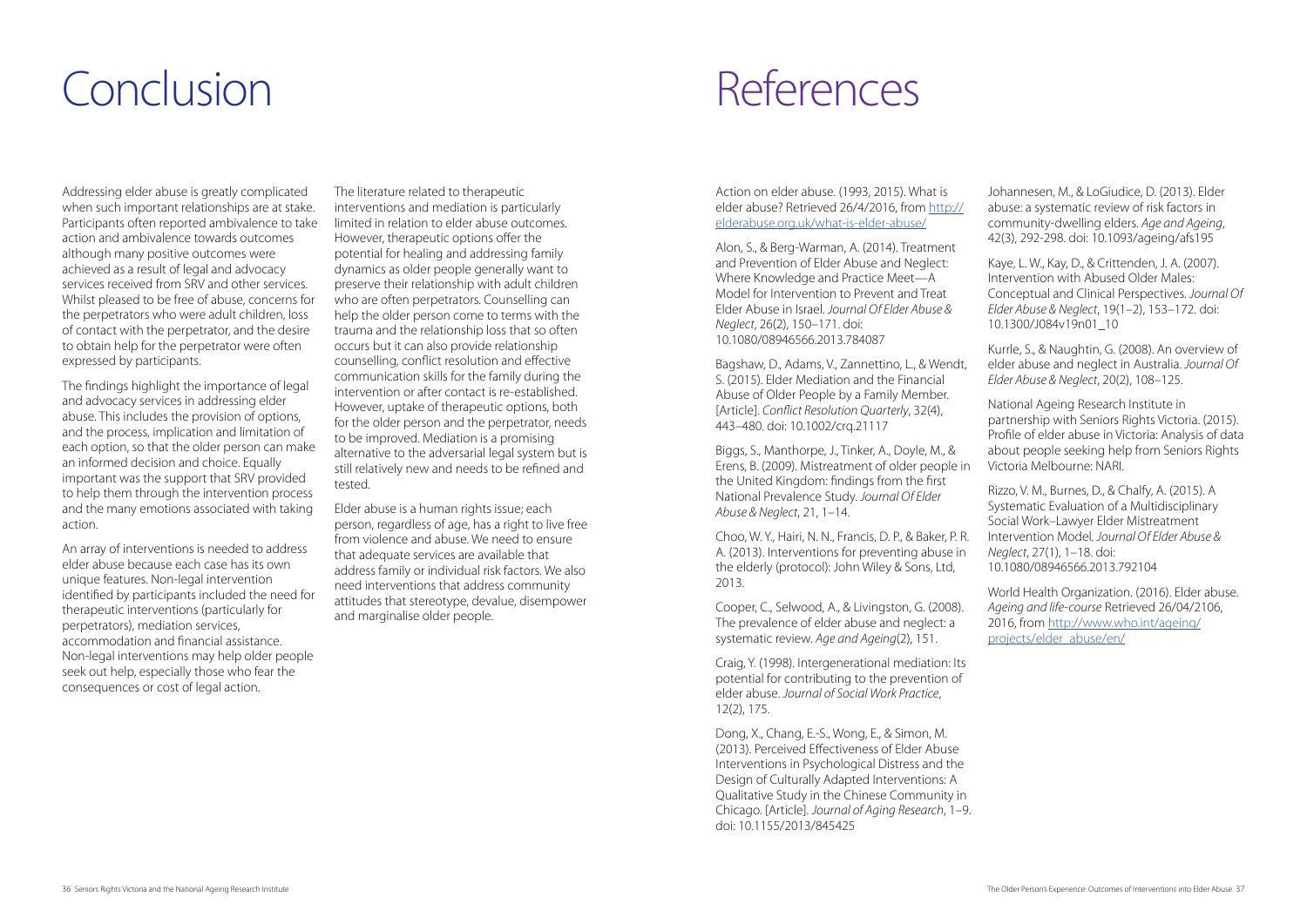# Conclusion

Addressing elder abuse is greatly complicated when such important relationships are at stake. Participants often reported ambivalence to take action and ambivalence towards outcomes although many positive outcomes were achieved as a result of legal and advocacy services received from SRV and other services. Whilst pleased to be free of abuse, concerns for the perpetrators who were adult children, loss of contact with the perpetrator, and the desire to obtain help for the perpetrator were often expressed by participants.

The findings highlight the importance of legal and advocacy services in addressing elder abuse. This includes the provision of options, and the process, implication and limitation of each option, so that the older person can make an informed decision and choice. Equally important was the support that SRV provided to help them through the intervention process and the many emotions associated with taking action.

An array of interventions is needed to address elder abuse because each case has its own unique features. Non-legal intervention identified by participants included the need for therapeutic interventions (particularly for perpetrators), mediation services, accommodation and financial assistance. Non-legal interventions may help older people seek out help, especially those who fear the consequences or cost of legal action.

The literature related to therapeutic interventions and mediation is particularly limited in relation to elder abuse outcomes. However, therapeutic options offer the potential for healing and addressing family dynamics as older people generally want to preserve their relationship with adult children who are often perpetrators. Counselling can help the older person come to terms with the trauma and the relationship loss that so often occurs but it can also provide relationship counselling, conflict resolution and effective communication skills for the family during the intervention or after contact is re-established. However, uptake of therapeutic options, both for the older person and the perpetrator, needs to be improved. Mediation is a promising alternative to the adversarial legal system but is still relatively new and needs to be refined and tested.

Elder abuse is a human rights issue; each person, regardless of age, has a right to live free from violence and abuse. We need to ensure that adequate services are available that address family or individual risk factors. We also need interventions that address community attitudes that stereotype, devalue, disempower and marginalise older people.

# References

Action on elder abuse. (1993, 2015). What is elder abuse? Retrieved 26/4/2016, from http://elderabuse.org.uk/what-is-elder-abuse/

Alon, S., & Berg-Warman, A. (2014). Treatment and Prevention of Elder Abuse and Neglect: Where Knowledge and Practice Meet—A Model for Intervention to Prevent and Treat Elder Abuse in Israel. *Journal Of Elder Abuse & Neglect*, 26(2), 150–171. doi: 10.1080/08946566.2013.784087

Bagshaw, D., Adams, V., Zannettino, L., & Wendt, S. (2015). Elder Mediation and the Financial Abuse of Older People by a Family Member. [Article]. *Conflict Resolution Quarterly*, 32(4), 443–480. doi: 10.1002/crq.21117

Biggs, S., Manthorpe, J., Tinker, A., Doyle, M., & Erens, B. (2009). Mistreatment of older people in the United Kingdom: findings from the first National Prevalence Study. *Journal Of Elder Abuse & Neglect*, 21, 1–14.

Choo, W. Y., Hairi, N. N., Francis, D. P., & Baker, P. R. A. (2013). Interventions for preventing abuse in the elderly (protocol): John Wiley & Sons, Ltd, 2013.

Cooper, C., Selwood, A., & Livingston, G. (2008). The prevalence of elder abuse and neglect: a systematic review. *Age and Ageing*(2), 151.

Craig, Y. (1998). Intergenerational mediation: Its potential for contributing to the prevention of elder abuse. *Journal of Social Work Practice*, 12(2), 175.

Dong, X., Chang, E.-S., Wong, E., & Simon, M. (2013). Perceived Effectiveness of Elder Abuse Interventions in Psychological Distress and the Design of Culturally Adapted Interventions: A Qualitative Study in the Chinese Community in Chicago. [Article]. *Journal of Aging Research*, 1–9. doi: 10.1155/2013/845425

Johannesen, M., & LoGiudice, D. (2013). Elder abuse: a systematic review of risk factors in community-dwelling elders. *Age and Ageing*, 42(3), 292-298. doi: 10.1093/ageing/afs195

Kaye, L. W., Kay, D., & Crittenden, J. A. (2007). Intervention with Abused Older Males: Conceptual and Clinical Perspectives. *Journal Of Elder Abuse & Neglect*, 19(1–2), 153–172. doi: 10.1300/J084v19n01_10

Kurrle, S., & Naughtin, G. (2008). An overview of elder abuse and neglect in Australia. *Journal Of Elder Abuse & Neglect*, 20(2), 108–125.

National Ageing Research Institute in partnership with Seniors Rights Victoria. (2015). Profile of elder abuse in Victoria: Analysis of data about people seeking help from Seniors Rights Victoria Melbourne: NARI.

Rizzo, V. M., Burnes, D., & Chalfy, A. (2015). A Systematic Evaluation of a Multidisciplinary Social Work–Lawyer Elder Mistreatment Intervention Model. *Journal Of Elder Abuse & Neglect*, 27(1), 1–18. doi: 10.1080/08946566.2013.792104

World Health Organization. (2016). Elder abuse. *Ageing and life-course* Retrieved 26/04/2106, 2016, from http://www.who.int/ageing/projects/elder_abuse/en/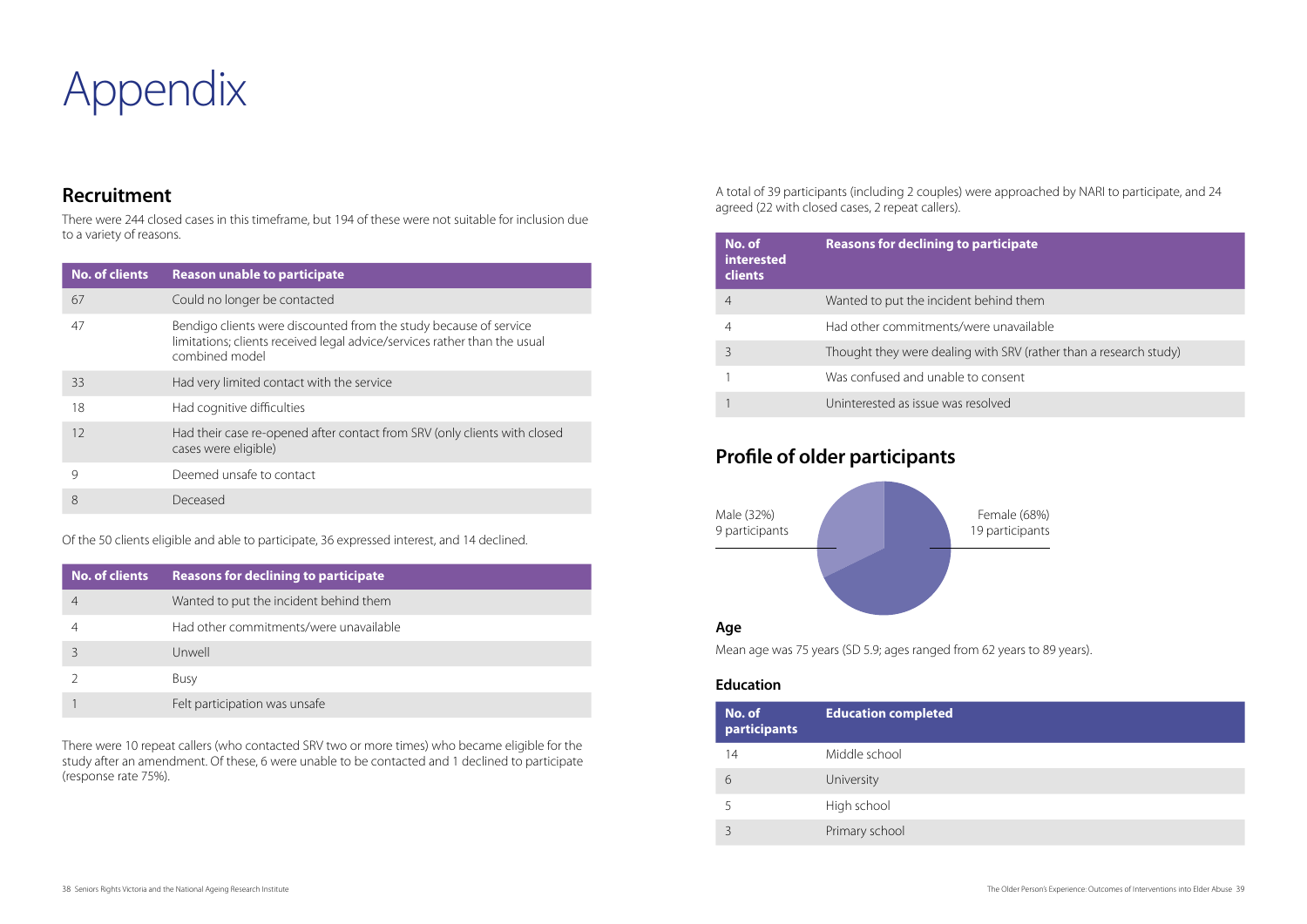# Appendix

## Recruitment

There were 244 closed cases in this timeframe, but 194 of these were not suitable for inclusion due to a variety of reasons.

| No. of clients | Reason unable to participate |
|---|---|
| 67 | Could no longer be contacted |
| 47 | Bendigo clients were discounted from the study because of service limitations; clients received legal advice/services rather than the usual combined model |
| 33 | Had very limited contact with the service |
| 18 | Had cognitive difficulties |
| 12 | Had their case re-opened after contact from SRV (only clients with closed cases were eligible) |
| 9 | Deemed unsafe to contact |
| 8 | Deceased |

Of the 50 clients eligible and able to participate, 36 expressed interest, and 14 declined.

| No. of clients | Reasons for declining to participate |
|---|---|
| 4 | Wanted to put the incident behind them |
| 4 | Had other commitments/were unavailable |
| 3 | Unwell |
| 2 | Busy |
| 1 | Felt participation was unsafe |

There were 10 repeat callers (who contacted SRV two or more times) who became eligible for the study after an amendment. Of these, 6 were unable to be contacted and 1 declined to participate (response rate 75%).

A total of 39 participants (including 2 couples) were approached by NARI to participate, and 24 agreed (22 with closed cases, 2 repeat callers).

| No. of interested clients | Reasons for declining to participate |
|---|---|
| 4 | Wanted to put the incident behind them |
| 4 | Had other commitments/were unavailable |
| 3 | Thought they were dealing with SRV (rather than a research study) |
| 1 | Was confused and unable to consent |
| 1 | Uninterested as issue was resolved |

## Profile of older participants

Male (32%) 9 participants

Female (68%) 19 participants

### Age

Mean age was 75 years (SD 5.9; ages ranged from 62 years to 89 years).

### Education

| No. of participants | Education completed |
|---|---|
| 14 | Middle school |
| 6 | University |
| 5 | High school |
| 3 | Primary school |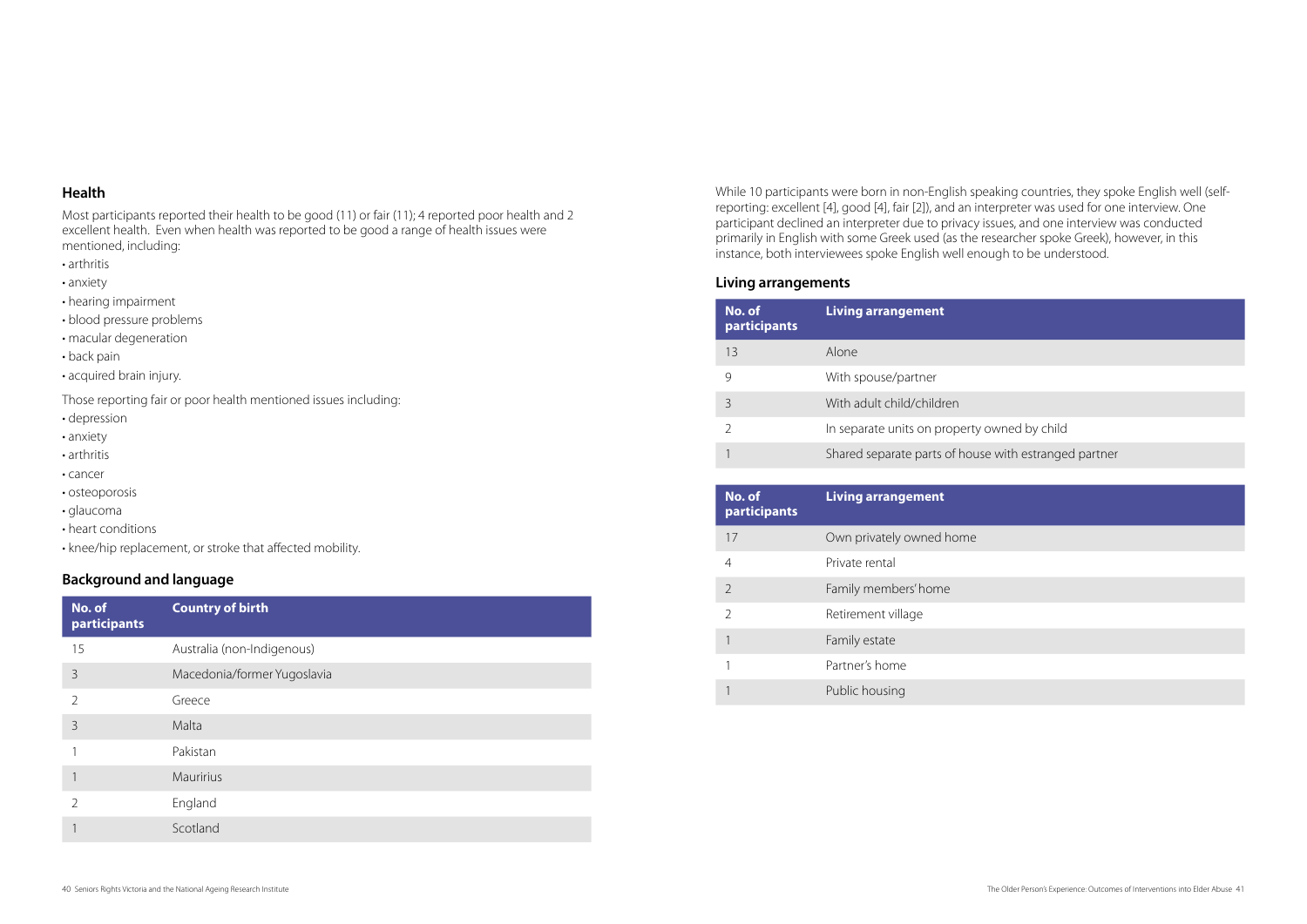## Health

Most participants reported their health to be good (11) or fair (11); 4 reported poor health and 2 excellent health. Even when health was reported to be good a range of health issues were mentioned, including:

- arthritis
- anxiety
- hearing impairment
- blood pressure problems
- macular degeneration
- back pain
- acquired brain injury.

Those reporting fair or poor health mentioned issues including:

- depression
- anxiety
- arthritis
- cancer
- osteoporosis
- glaucoma
- heart conditions
- knee/hip replacement, or stroke that affected mobility.

## Background and language

| No. of participants | Country of birth |
|---|---|
| 15 | Australia (non-Indigenous) |
| 3 | Macedonia/former Yugoslavia |
| 2 | Greece |
| 3 | Malta |
| 1 | Pakistan |
| 1 | Mauririus |
| 2 | England |
| 1 | Scotland |

While 10 participants were born in non-English speaking countries, they spoke English well (self-reporting: excellent [4], good [4], fair [2]), and an interpreter was used for one interview. One participant declined an interpreter due to privacy issues, and one interview was conducted primarily in English with some Greek used (as the researcher spoke Greek), however, in this instance, both interviewees spoke English well enough to be understood.

## Living arrangements

| No. of participants | Living arrangement |
|---|---|
| 13 | Alone |
| 9 | With spouse/partner |
| 3 | With adult child/children |
| 2 | In separate units on property owned by child |
| 1 | Shared separate parts of house with estranged partner |

| No. of participants | Living arrangement |
|---|---|
| 17 | Own privately owned home |
| 4 | Private rental |
| 2 | Family members' home |
| 2 | Retirement village |
| 1 | Family estate |
| 1 | Partner's home |
| 1 | Public housing |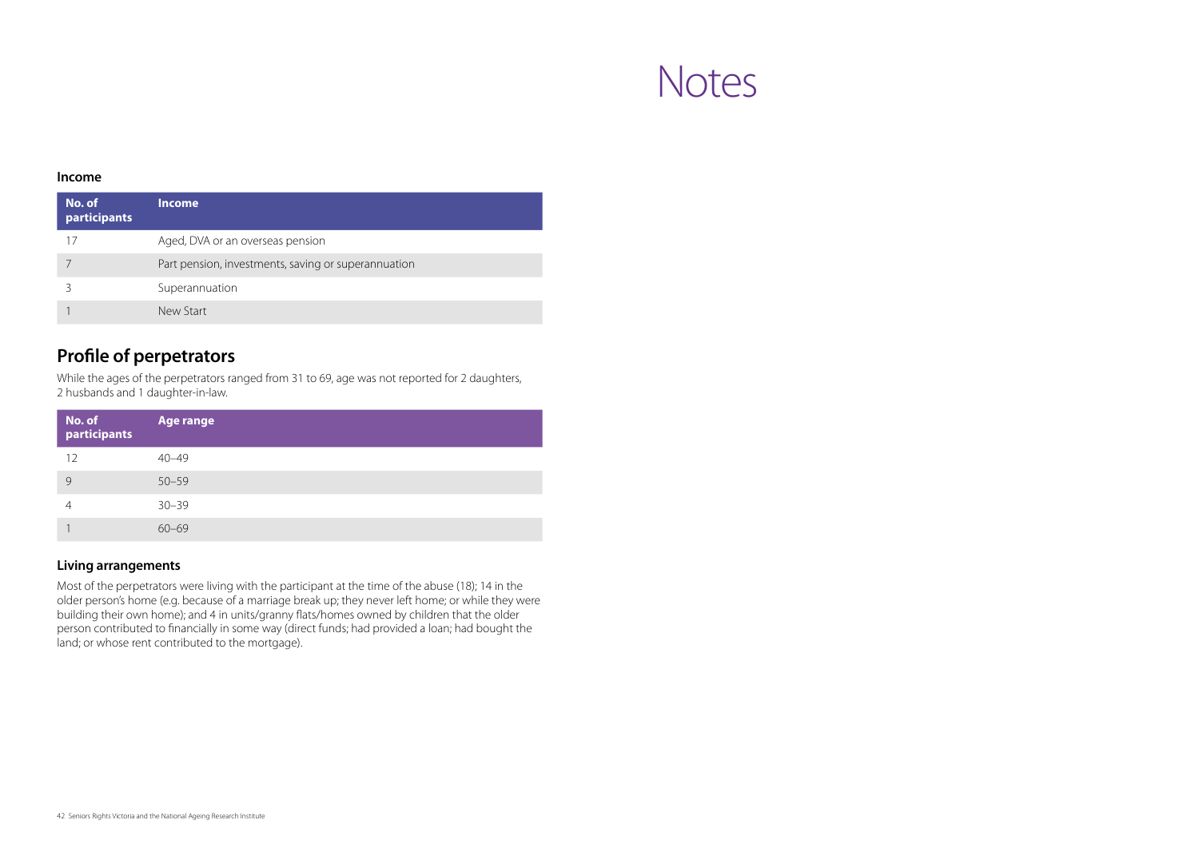### Income

| No. of participants | Income |
| --- | --- |
| 17 | Aged, DVA or an overseas pension |
| 7 | Part pension, investments, saving or superannuation |
| 3 | Superannuation |
| 1 | New Start |

## Profile of perpetrators

While the ages of the perpetrators ranged from 31 to 69, age was not reported for 2 daughters, 2 husbands and 1 daughter-in-law.

| No. of participants | Age range |
| --- | --- |
| 12 | 40–49 |
| 9 | 50–59 |
| 4 | 30–39 |
| 1 | 60–69 |

### Living arrangements

Most of the perpetrators were living with the participant at the time of the abuse (18); 14 in the older person's home (e.g. because of a marriage break up; they never left home; or while they were building their own home); and 4 in units/granny flats/homes owned by children that the older person contributed to financially in some way (direct funds; had provided a loan; had bought the land; or whose rent contributed to the mortgage).

# Notes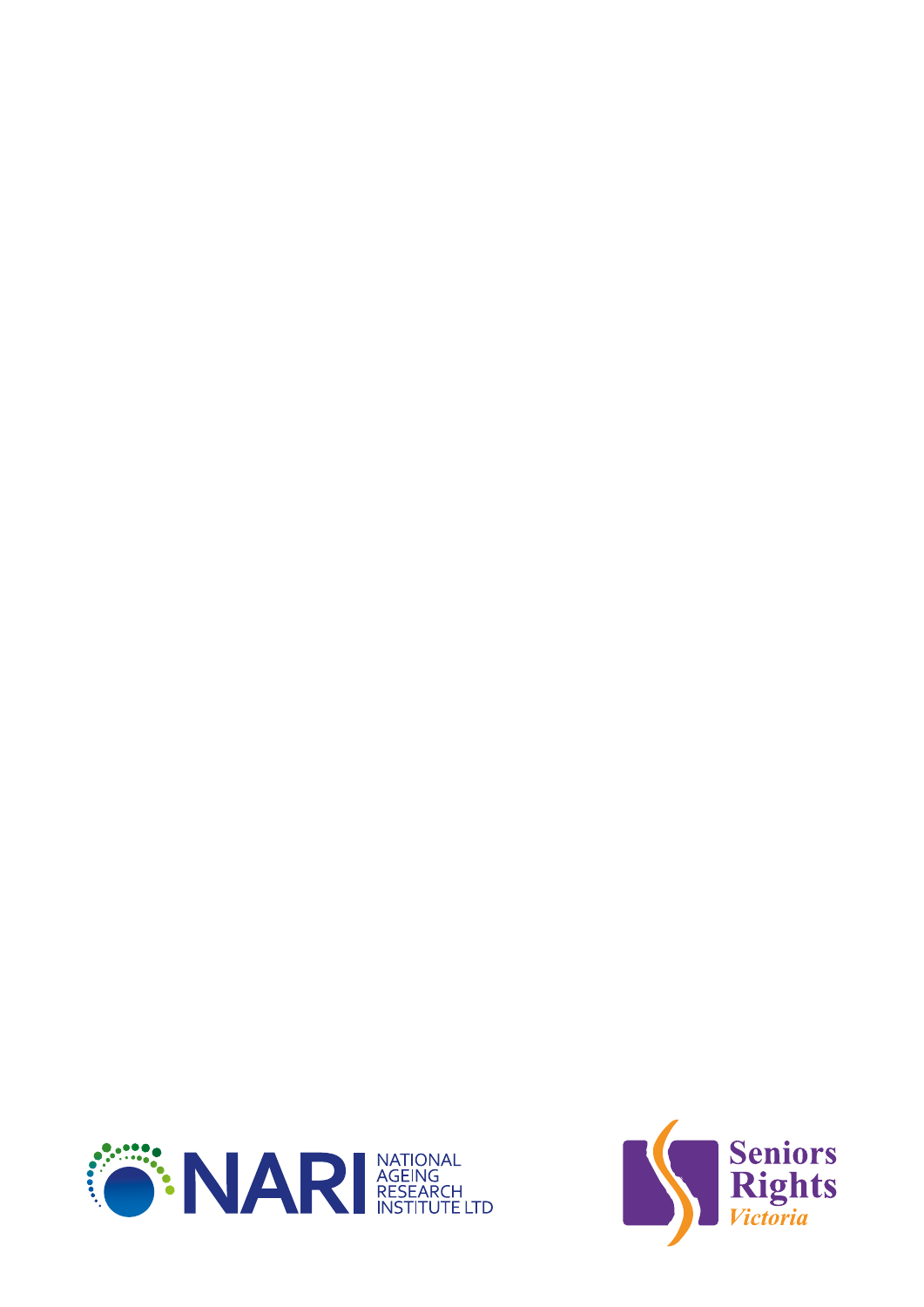NATIONAL AGEING RESEARCH INSTITUTE LTD

Seniors Rights Victoria